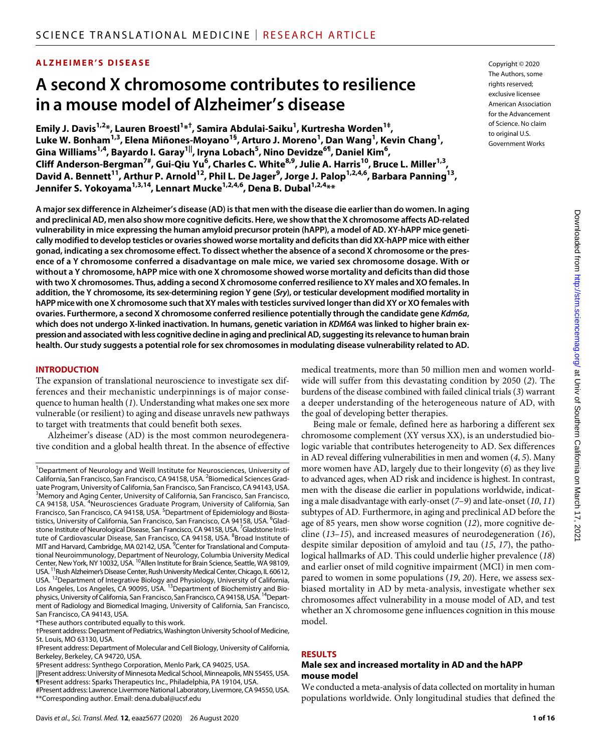ALZHEIMER'S DISEASE

# A second X chromosome contributes to resilience in a mouse model of Alzheimer's disease

Emily J. Davis[1,2]*, Lauren Broestl[1]*[†], Samira Abdulai-Saiku[1], Kurtresha Worden[1‡], Luke W. Bonham[1,3], Elena Miñones-Moyano[1§], Arturo J. Moreno[1], Dan Wang[1], Kevin Chang[1], Gina Williams[1,4], Bayardo I. Garay[1||], Iryna Lobach[5], Nino Devidze[6¶], Daniel Kim[6], Cliff Anderson-Bergman[7#], Gui-Qiu Yu[6], Charles C. White[8,9], Julie A. Harris[10], Bruce L. Miller[1,3], David A. Bennett[11], Arthur P. Arnold[12], Phil L. De Jager[9], Jorge J. Palop[1,2,4,6], Barbara Panning[13], Jennifer S. Yokoyama[1,3,14], Lennart Mucke[1,2,4,6], Dena B. Dubal[1,2,4]**

Copyright © 2020 The Authors, some rights reserved; exclusive licensee American Association for the Advancement of Science. No claim to original U.S. Government Works

**A major sex difference in Alzheimer's disease (AD) is that men with the disease die earlier than do women. In aging and preclinical AD, men also show more cognitive deficits. Here, we show that the X chromosome affects AD-related vulnerability in mice expressing the human amyloid precursor protein (hAPP), a model of AD. XY-hAPP mice genetically modified to develop testicles or ovaries showed worse mortality and deficits than did XX-hAPP mice with either gonad, indicating a sex chromosome effect. To dissect whether the absence of a second X chromosome or the presence of a Y chromosome conferred a disadvantage on male mice, we varied sex chromosome dosage. With or without a Y chromosome, hAPP mice with one X chromosome showed worse mortality and deficits than did those with two X chromosomes. Thus, adding a second X chromosome conferred resilience to XY males and XO females. In addition, the Y chromosome, its sex-determining region Y gene (*Sry*), or testicular development modified mortality in hAPP mice with one X chromosome such that XY males with testicles survived longer than did XY or XO females with ovaries. Furthermore, a second X chromosome conferred resilience potentially through the candidate gene *Kdm6a*, which does not undergo X-linked inactivation. In humans, genetic variation in *KDM6A* was linked to higher brain expression and associated with less cognitive decline in aging and preclinical AD, suggesting its relevance to human brain health. Our study suggests a potential role for sex chromosomes in modulating disease vulnerability related to AD.**

## INTRODUCTION

The expansion of translational neuroscience to investigate sex differences and their mechanistic underpinnings is of major consequence to human health (*1*). Understanding what makes one sex more vulnerable (or resilient) to aging and disease unravels new pathways to target with treatments that could benefit both sexes.

Alzheimer's disease (AD) is the most common neurodegenerative condition and a global health threat. In the absence of effective medical treatments, more than 50 million men and women worldwide will suffer from this devastating condition by 2050 (*2*). The burdens of the disease combined with failed clinical trials (*3*) warrant a deeper understanding of the heterogeneous nature of AD, with the goal of developing better therapies.

Being male or female, defined here as harboring a different sex chromosome complement (XY versus XX), is an understudied biologic variable that contributes heterogeneity to AD. Sex differences in AD reveal differing vulnerabilities in men and women (*4*, *5*). Many more women have AD, largely due to their longevity (*6*) as they live to advanced ages, when AD risk and incidence is highest. In contrast, men with the disease die earlier in populations worldwide, indicating a male disadvantage with early-onset (*7*–*9*) and late-onset (*10*, *11*) subtypes of AD. Furthermore, in aging and preclinical AD before the age of 85 years, men show worse cognition (*12*), more cognitive decline (*13*–*15*), and increased measures of neurodegeneration (*16*), despite similar deposition of amyloid and tau (*15*, *17*), the pathological hallmarks of AD. This could underlie higher prevalence (*18*) and earlier onset of mild cognitive impairment (MCI) in men compared to women in some populations (*19*, *20*). Here, we assess sex-biased mortality in AD by meta-analysis, investigate whether sex chromosomes affect vulnerability in a mouse model of AD, and test whether an X chromosome gene influences cognition in this mouse model.

## RESULTS

### Male sex and increased mortality in AD and the hAPP mouse model

We conducted a meta-analysis of data collected on mortality in human populations worldwide. Only longitudinal studies that defined the

---

[1]Department of Neurology and Weill Institute for Neurosciences, University of California, San Francisco, San Francisco, CA 94158, USA. [2]Biomedical Sciences Graduate Program, University of California, San Francisco, San Francisco, CA 94143, USA. [3]Memory and Aging Center, University of California, San Francisco, San Francisco, CA 94158, USA. [4]Neurosciences Graduate Program, University of California, San Francisco, San Francisco, CA 94158, USA. [5]Department of Epidemiology and Biostatistics, University of California, San Francisco, San Francisco, CA 94158, USA. [6]Gladstone Institute of Neurological Disease, San Francisco, CA 94158, USA. [7]Gladstone Institute of Cardiovascular Disease, San Francisco, CA 94158, USA. [8]Broad Institute of MIT and Harvard, Cambridge, MA 02142, USA. [9]Center for Translational and Computational Neuroimmunology, Department of Neurology, Columbia University Medical Center, New York, NY 10032, USA. [10]Allen Institute for Brain Science, Seattle, WA 98109, USA. [11]Rush Alzheimer's Disease Center, Rush University Medical Center, Chicago, IL 60612, USA. [12]Department of Integrative Biology and Physiology, University of California, Los Angeles, Los Angeles, CA 90095, USA. [13]Department of Biochemistry and Biophysics, University of California, San Francisco, San Francisco, CA 94158, USA. [14]Department of Radiology and Biomedical Imaging, University of California, San Francisco, San Francisco, CA 94143, USA.

*These authors contributed equally to this work.

†Present address: Department of Pediatrics, Washington University School of Medicine, St. Louis, MO 63130, USA.

‡Present address: Department of Molecular and Cell Biology, University of California, Berkeley, Berkeley, CA 94720, USA.

§Present address: Synthego Corporation, Menlo Park, CA 94025, USA.

||Present address: University of Minnesota Medical School, Minneapolis, MN 55455, USA.

¶Present address: Sparks Therapeutics Inc., Philadelphia, PA 19104, USA.

#Present address: Lawrence Livermore National Laboratory, Livermore, CA 94550, USA.

**Corresponding author. Email: dena.dubal@ucsf.edu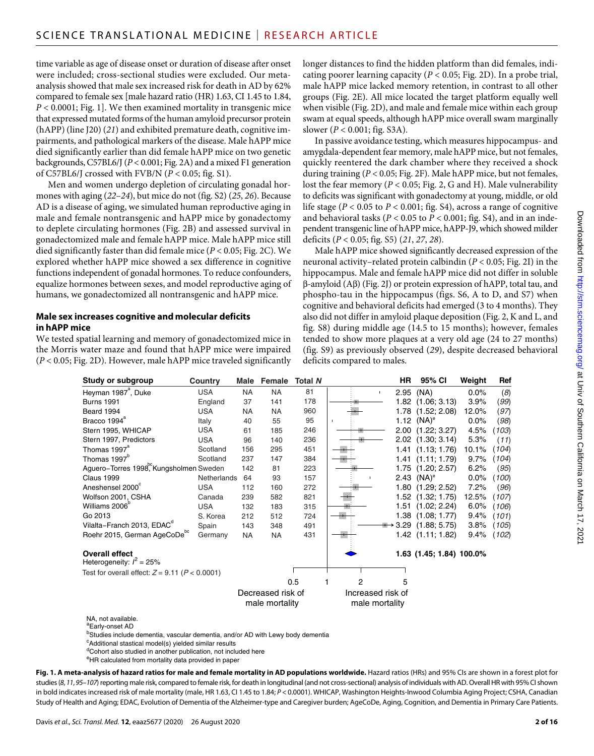time variable as age of disease onset or duration of disease after onset were included; cross-sectional studies were excluded. Our meta-analysis showed that male sex increased risk for death in AD by 62% compared to female sex [male hazard ratio (HR) 1.63, CI 1.45 to 1.84, $P < 0.0001$; Fig. 1]. We then examined mortality in transgenic mice that expressed mutated forms of the human amyloid precursor protein (hAPP) (line J20) (*21*) and exhibited premature death, cognitive impairments, and pathological markers of the disease. Male hAPP mice died significantly earlier than did female hAPP mice on two genetic backgrounds, C57BL6/J ($P < 0.001$; Fig. 2A) and a mixed F1 generation of C57BL6/J crossed with FVB/N ($P < 0.05$; fig. S1).

Men and women undergo depletion of circulating gonadal hormones with aging (*22*–*24*), but mice do not (fig. S2) (*25*, *26*). Because AD is a disease of aging, we simulated human reproductive aging in male and female nontransgenic and hAPP mice by gonadectomy to deplete circulating hormones (Fig. 2B) and assessed survival in gonadectomized male and female hAPP mice. Male hAPP mice still died significantly faster than did female mice ($P < 0.05$; Fig. 2C). We explored whether hAPP mice showed a sex difference in cognitive functions independent of gonadal hormones. To reduce confounders, equalize hormones between sexes, and model reproductive aging of humans, we gonadectomized all nontransgenic and hAPP mice.

### Male sex increases cognitive and molecular deficits in hAPP mice

We tested spatial learning and memory of gonadectomized mice in the Morris water maze and found that hAPP mice were impaired ($P < 0.05$; Fig. 2D). However, male hAPP mice traveled significantly longer distances to find the hidden platform than did females, indicating poorer learning capacity ($P < 0.05$; Fig. 2D). In a probe trial, male hAPP mice lacked memory retention, in contrast to all other groups (Fig. 2E). All mice located the target platform equally well when visible (Fig. 2D), and male and female mice within each group swam at equal speeds, although hAPP mice overall swam marginally slower ($P < 0.001$; fig. S3A).

In passive avoidance testing, which measures hippocampus- and amygdala-dependent fear memory, male hAPP mice, but not females, quickly reentered the dark chamber where they received a shock during training ($P < 0.05$; Fig. 2F). Male hAPP mice, but not females, lost the fear memory ($P < 0.05$; Fig. 2, G and H). Male vulnerability to deficits was significant with gonadectomy at young, middle, or old life stage ($P < 0.05$ to $P < 0.001$; fig. S4), across a range of cognitive and behavioral tasks ($P < 0.05$ to $P < 0.001$; fig. S4), and in an independent transgenic line of hAPP mice, hAPP-J9, which showed milder deficits ($P < 0.05$; fig. S5) (*21*, *27*, *28*).

Male hAPP mice showed significantly decreased expression of the neuronal activity–related protein calbindin ($P < 0.05$; Fig. 2I) in the hippocampus. Male and female hAPP mice did not differ in soluble β-amyloid (Aβ) (Fig. 2J) or protein expression of hAPP, total tau, and phospho-tau in the hippocampus (figs. S6, A to D, and S7) when cognitive and behavioral deficits had emerged (3 to 4 months). They also did not differ in amyloid plaque deposition (Fig. 2, K and L, and fig. S8) during middle age (14.5 to 15 months); however, females tended to show more plaques at a very old age (24 to 27 months) (fig. S9) as previously observed (*29*), despite decreased behavioral deficits compared to males.

| Study or subgroup | Country | Male | Female | Total *N* | HR | 95% CI | Weight | Ref |
|---|---|---|---|---|---|---|---|---|
| Heyman 1987[a], Duke | USA | NA | NA | 81 | 2.95 | (NA) | 0.0% | (*8*) |
| Burns 1991 | England | 37 | 141 | 178 | 1.82 | (1.06; 3.13) | 3.9% | (*99*) |
| Beard 1994 | USA | NA | NA | 960 | 1.78 | (1.52; 2.08) | 12.0% | (*97*) |
| Bracco 1994[a] | Italy | 40 | 55 | 95 | 1.12 | (NA)[e] | 0.0% | (*98*) |
| Stern 1995, WHICAP | USA | 61 | 185 | 246 | 2.00 | (1.22; 3.27) | 4.5% | (*103*) |
| Stern 1997, Predictors | USA | 96 | 140 | 236 | 2.02 | (1.30; 3.14) | 5.3% | (*11*) |
| Thomas 1997[a] | Scotland | 156 | 295 | 451 | 1.41 | (1.13; 1.76) | 10.1% | (*104*) |
| Thomas 1997[b] | Scotland | 237 | 147 | 384 | 1.41 | (1.11; 1.79) | 9.7% | (*104*) |
| Aguero–Torres 1998[bc], Kungsholmen | Sweden | 142 | 81 | 223 | 1.75 | (1.20; 2.57) | 6.2% | (*95*) |
| Claus 1999 | Netherlands | 64 | 93 | 157 | 2.43 | (NA)[e] | 0.0% | (*100*) |
| Aneshensel 2000[c] | USA | 112 | 160 | 272 | 1.80 | (1.29; 2.52) | 7.2% | (*96*) |
| Wolfson 2001, CSHA | Canada | 239 | 582 | 821 | 1.52 | (1.32; 1.75) | 12.5% | (*107*) |
| Williams 2006[b] | USA | 132 | 183 | 315 | 1.51 | (1.02; 2.24) | 6.0% | (*106*) |
| Go 2013 | S. Korea | 212 | 512 | 724 | 1.38 | (1.08; 1.77) | 9.4% | (*101*) |
| Vilalta–Franch 2013, EDAC[d] | Spain | 143 | 348 | 491 | 3.29 | (1.88; 5.75) | 3.8% | (*105*) |
| Roehr 2015, German AgeCoDe[bc] | Germany | NA | NA | 431 | 1.42 | (1.11; 1.82) | 9.4% | (*102*) |
| **Overall effect** | | | | | **1.63** | **(1.45; 1.84)** | **100.0%** | |

Heterogeneity: $I^2 = 25\%$

Test for overall effect: $Z = 9.11$ ($P < 0.0001$)

Axis: 0.5, 1, 2, 5 — Decreased risk of male mortality / Increased risk of male mortality

NA, not available.
[a]Early-onset AD
[b]Studies include dementia, vascular dementia, and/or AD with Lewy body dementia
[c]Additional stastical model(s) yielded similar results
[d]Cohort also studied in another publication, not included here
[e]HR calculated from mortality data provided in paper

**Fig. 1. A meta-analysis of hazard ratios for male and female mortality in AD populations worldwide.** Hazard ratios (HRs) and 95% CIs are shown in a forest plot for studies (*8*, *11*, *95*–*107*) reporting male risk, compared to female risk, for death in longitudinal (and not cross-sectional) analysis of individuals with AD. Overall HR with 95% CI shown in bold indicates increased risk of male mortality (male, HR 1.63, CI 1.45 to 1.84; $P < 0.0001$). WHICAP, Washington Heights-Inwood Columbia Aging Project; CSHA, Canadian Study of Health and Aging; EDAC, Evolution of Dementia of the Alzheimer-type and Caregiver burden; AgeCoDe, Aging, Cognition, and Dementia in Primary Care Patients.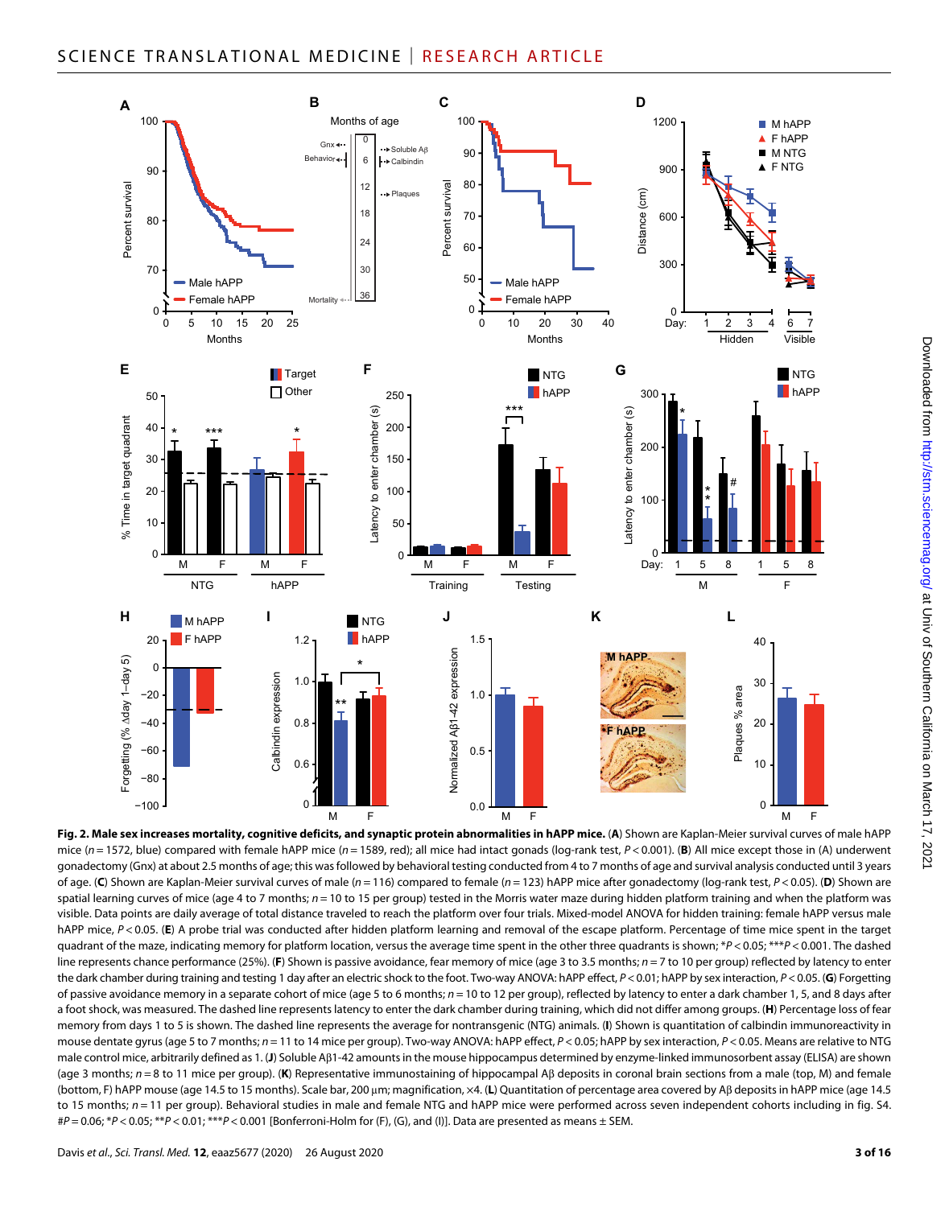**Fig. 2. Male sex increases mortality, cognitive deficits, and synaptic protein abnormalities in hAPP mice.** (**A**) Shown are Kaplan-Meier survival curves of male hAPP mice ($n = 1572$, blue) compared with female hAPP mice ($n = 1589$, red); all mice had intact gonads (log-rank test, $P < 0.001$). (**B**) All mice except those in (A) underwent gonadectomy (Gnx) at about 2.5 months of age; this was followed by behavioral testing conducted from 4 to 7 months of age and survival analysis conducted until 3 years of age. (**C**) Shown are Kaplan-Meier survival curves of male ($n = 116$) compared to female ($n = 123$) hAPP mice after gonadectomy (log-rank test, $P < 0.05$). (**D**) Shown are spatial learning curves of mice (age 4 to 7 months; $n = 10$ to 15 per group) tested in the Morris water maze during hidden platform training and when the platform was visible. Data points are daily average of total distance traveled to reach the platform over four trials. Mixed-model ANOVA for hidden training: female hAPP versus male hAPP mice, $P < 0.05$. (**E**) A probe trial was conducted after hidden platform learning and removal of the escape platform. Percentage of time mice spent in the target quadrant of the maze, indicating memory for platform location, versus the average time spent in the other three quadrants is shown; *$P < 0.05$; ***$P < 0.001$. The dashed line represents chance performance (25%). (**F**) Shown is passive avoidance, fear memory of mice (age 3 to 3.5 months; $n = 7$ to 10 per group) reflected by latency to enter the dark chamber during training and testing 1 day after an electric shock to the foot. Two-way ANOVA: hAPP effect, $P < 0.01$; hAPP by sex interaction, $P < 0.05$. (**G**) Forgetting of passive avoidance memory in a separate cohort of mice (age 5 to 6 months; $n = 10$ to 12 per group), reflected by latency to enter a dark chamber 1, 5, and 8 days after a foot shock, was measured. The dashed line represents latency to enter the dark chamber during training, which did not differ among groups. (**H**) Percentage loss of fear memory from days 1 to 5 is shown. The dashed line represents the average for nontransgenic (NTG) animals. (**I**) Shown is quantitation of calbindin immunoreactivity in mouse dentate gyrus (age 5 to 7 months; $n = 11$ to 14 mice per group). Two-way ANOVA: hAPP effect, $P < 0.05$; hAPP by sex interaction, $P < 0.05$. Means are relative to NTG male control mice, arbitrarily defined as 1. (**J**) Soluble Aβ1-42 amounts in the mouse hippocampus determined by enzyme-linked immunosorbent assay (ELISA) are shown (age 3 months; $n = 8$ to 11 mice per group). (**K**) Representative immunostaining of hippocampal Aβ deposits in coronal brain sections from a male (top, M) and female (bottom, F) hAPP mouse (age 14.5 to 15 months). Scale bar, 200 μm; magnification, ×4. (**L**) Quantitation of percentage area covered by Aβ deposits in hAPP mice (age 14.5 to 15 months; $n = 11$ per group). Behavioral studies in male and female NTG and hAPP mice were performed across seven independent cohorts including in fig. S4. #$P = 0.06$; *$P < 0.05$; **$P < 0.01$; ***$P < 0.001$ [Bonferroni-Holm for (F), (G), and (I)]. Data are presented as means ± SEM.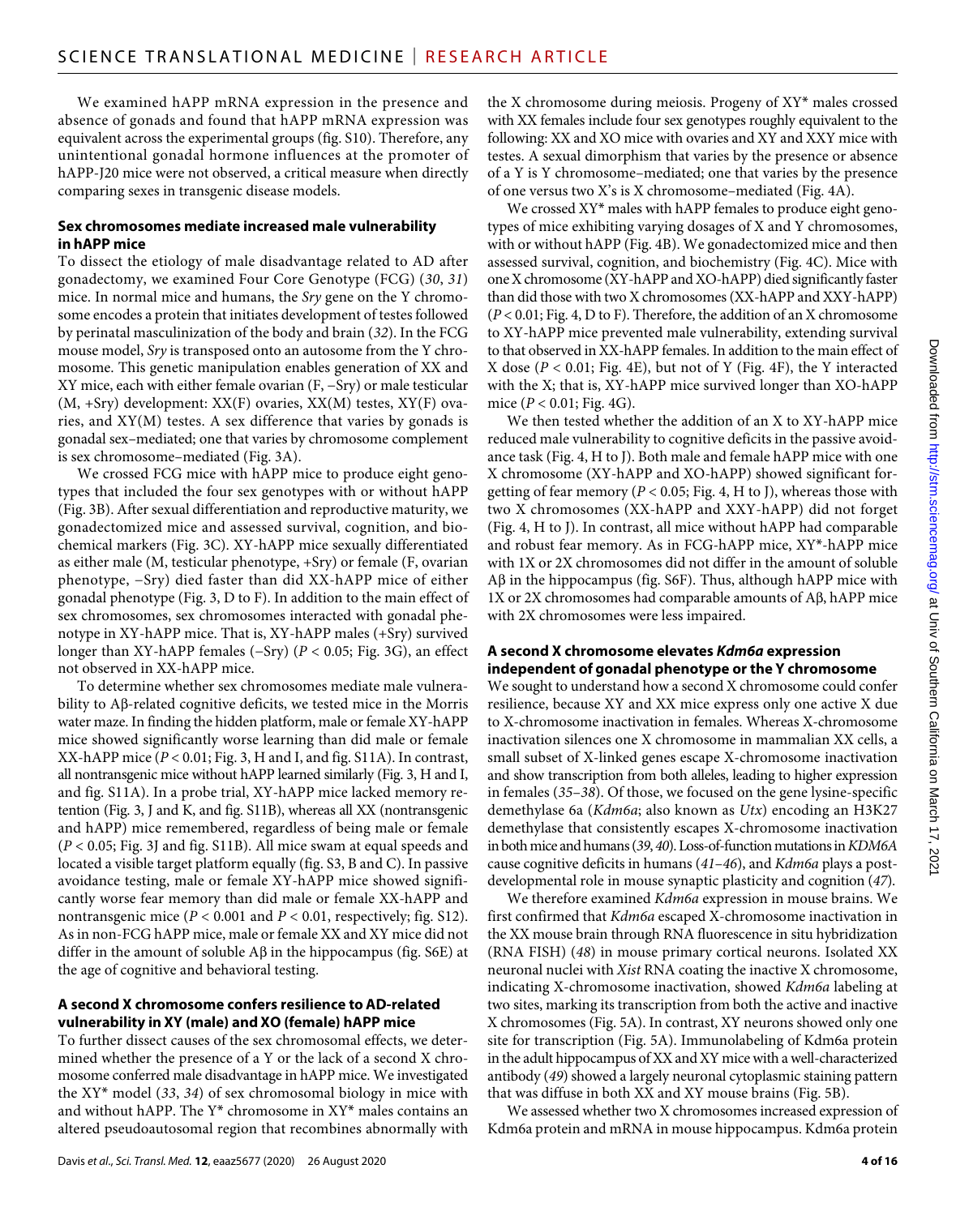We examined hAPP mRNA expression in the presence and absence of gonads and found that hAPP mRNA expression was equivalent across the experimental groups (fig. S10). Therefore, any unintentional gonadal hormone influences at the promoter of hAPP-J20 mice were not observed, a critical measure when directly comparing sexes in transgenic disease models.

### Sex chromosomes mediate increased male vulnerability in hAPP mice

To dissect the etiology of male disadvantage related to AD after gonadectomy, we examined Four Core Genotype (FCG) (*30*, *31*) mice. In normal mice and humans, the *Sry* gene on the Y chromosome encodes a protein that initiates development of testes followed by perinatal masculinization of the body and brain (*32*). In the FCG mouse model, *Sry* is transposed onto an autosome from the Y chromosome. This genetic manipulation enables generation of XX and XY mice, each with either female ovarian (F, −Sry) or male testicular (M, +Sry) development: XX(F) ovaries, XX(M) testes, XY(F) ovaries, and XY(M) testes. A sex difference that varies by gonads is gonadal sex–mediated; one that varies by chromosome complement is sex chromosome–mediated (Fig. 3A).

We crossed FCG mice with hAPP mice to produce eight genotypes that included the four sex genotypes with or without hAPP (Fig. 3B). After sexual differentiation and reproductive maturity, we gonadectomized mice and assessed survival, cognition, and biochemical markers (Fig. 3C). XY-hAPP mice sexually differentiated as either male (M, testicular phenotype, +Sry) or female (F, ovarian phenotype, −Sry) died faster than did XX-hAPP mice of either gonadal phenotype (Fig. 3, D to F). In addition to the main effect of sex chromosomes, sex chromosomes interacted with gonadal phenotype in XY-hAPP mice. That is, XY-hAPP males (+Sry) survived longer than XY-hAPP females (−Sry) ($P < 0.05$; Fig. 3G), an effect not observed in XX-hAPP mice.

To determine whether sex chromosomes mediate male vulnerability to Aβ-related cognitive deficits, we tested mice in the Morris water maze. In finding the hidden platform, male or female XY-hAPP mice showed significantly worse learning than did male or female XX-hAPP mice ($P < 0.01$; Fig. 3, H and I, and fig. S11A). In contrast, all nontransgenic mice without hAPP learned similarly (Fig. 3, H and I, and fig. S11A). In a probe trial, XY-hAPP mice lacked memory retention (Fig. 3, J and K, and fig. S11B), whereas all XX (nontransgenic and hAPP) mice remembered, regardless of being male or female ($P < 0.05$; Fig. 3J and fig. S11B). All mice swam at equal speeds and located a visible target platform equally (fig. S3, B and C). In passive avoidance testing, male or female XY-hAPP mice showed significantly worse fear memory than did male or female XX-hAPP and nontransgenic mice ($P < 0.001$ and $P < 0.01$, respectively; fig. S12). As in non-FCG hAPP mice, male or female XX and XY mice did not differ in the amount of soluble Aβ in the hippocampus (fig. S6E) at the age of cognitive and behavioral testing.

### A second X chromosome confers resilience to AD-related vulnerability in XY (male) and XO (female) hAPP mice

To further dissect causes of the sex chromosomal effects, we determined whether the presence of a Y or the lack of a second X chromosome conferred male disadvantage in hAPP mice. We investigated the XY* model (*33*, *34*) of sex chromosomal biology in mice with and without hAPP. The Y* chromosome in XY* males contains an altered pseudoautosomal region that recombines abnormally with the X chromosome during meiosis. Progeny of XY* males crossed with XX females include four sex genotypes roughly equivalent to the following: XX and XO mice with ovaries and XY and XXY mice with testes. A sexual dimorphism that varies by the presence or absence of a Y is Y chromosome–mediated; one that varies by the presence of one versus two X's is X chromosome–mediated (Fig. 4A).

We crossed XY* males with hAPP females to produce eight genotypes of mice exhibiting varying dosages of X and Y chromosomes, with or without hAPP (Fig. 4B). We gonadectomized mice and then assessed survival, cognition, and biochemistry (Fig. 4C). Mice with one X chromosome (XY-hAPP and XO-hAPP) died significantly faster than did those with two X chromosomes (XX-hAPP and XXY-hAPP) ($P < 0.01$; Fig. 4, D to F). Therefore, the addition of an X chromosome to XY-hAPP mice prevented male vulnerability, extending survival to that observed in XX-hAPP females. In addition to the main effect of X dose ($P < 0.01$; Fig. 4E), but not of Y (Fig. 4F), the Y interacted with the X; that is, XY-hAPP mice survived longer than XO-hAPP mice ($P < 0.01$; Fig. 4G).

We then tested whether the addition of an X to XY-hAPP mice reduced male vulnerability to cognitive deficits in the passive avoidance task (Fig. 4, H to J). Both male and female hAPP mice with one X chromosome (XY-hAPP and XO-hAPP) showed significant forgetting of fear memory ($P < 0.05$; Fig. 4, H to J), whereas those with two X chromosomes (XX-hAPP and XXY-hAPP) did not forget (Fig. 4, H to J). In contrast, all mice without hAPP had comparable and robust fear memory. As in FCG-hAPP mice, XY*-hAPP mice with 1X or 2X chromosomes did not differ in the amount of soluble Aβ in the hippocampus (fig. S6F). Thus, although hAPP mice with 1X or 2X chromosomes had comparable amounts of Aβ, hAPP mice with 2X chromosomes were less impaired.

### A second X chromosome elevates *Kdm6a* expression independent of gonadal phenotype or the Y chromosome

We sought to understand how a second X chromosome could confer resilience, because XY and XX mice express only one active X due to X-chromosome inactivation in females. Whereas X-chromosome inactivation silences one X chromosome in mammalian XX cells, a small subset of X-linked genes escape X-chromosome inactivation and show transcription from both alleles, leading to higher expression in females (*35*–*38*). Of those, we focused on the gene lysine-specific demethylase 6a (*Kdm6a*; also known as *Utx*) encoding an H3K27 demethylase that consistently escapes X-chromosome inactivation in both mice and humans (*39*, *40*). Loss-of-function mutations in *KDM6A* cause cognitive deficits in humans (*41*–*46*), and *Kdm6a* plays a post-developmental role in mouse synaptic plasticity and cognition (*47*).

We therefore examined *Kdm6a* expression in mouse brains. We first confirmed that *Kdm6a* escaped X-chromosome inactivation in the XX mouse brain through RNA fluorescence in situ hybridization (RNA FISH) (*48*) in mouse primary cortical neurons. Isolated XX neuronal nuclei with *Xist* RNA coating the inactive X chromosome, indicating X-chromosome inactivation, showed *Kdm6a* labeling at two sites, marking its transcription from both the active and inactive X chromosomes (Fig. 5A). In contrast, XY neurons showed only one site for transcription (Fig. 5A). Immunolabeling of Kdm6a protein in the adult hippocampus of XX and XY mice with a well-characterized antibody (*49*) showed a largely neuronal cytoplasmic staining pattern that was diffuse in both XX and XY mouse brains (Fig. 5B).

We assessed whether two X chromosomes increased expression of Kdm6a protein and mRNA in mouse hippocampus. Kdm6a protein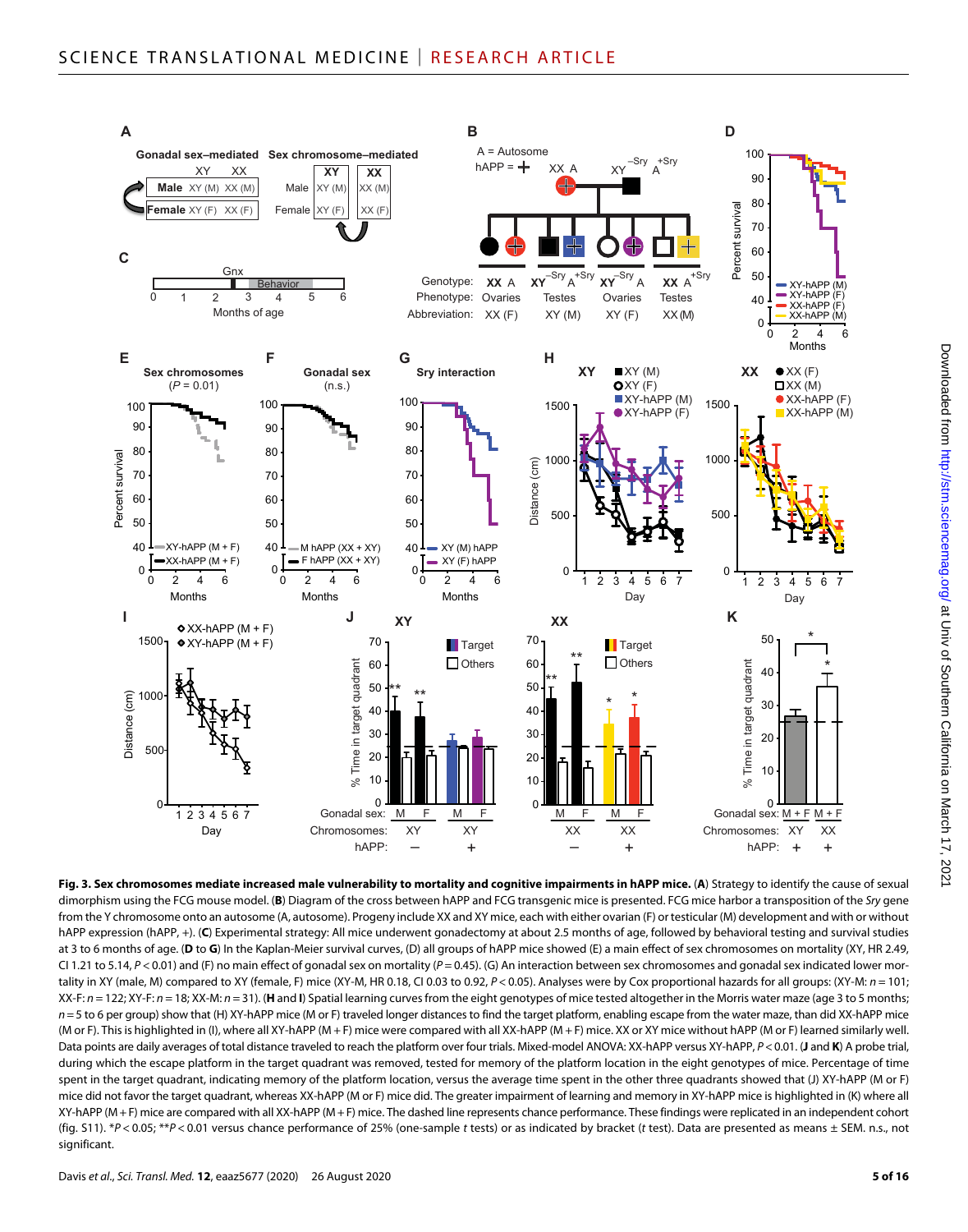**Fig. 3. Sex chromosomes mediate increased male vulnerability to mortality and cognitive impairments in hAPP mice.** (**A**) Strategy to identify the cause of sexual dimorphism using the FCG mouse model. (**B**) Diagram of the cross between hAPP and FCG transgenic mice is presented. FCG mice harbor a transposition of the *Sry* gene from the Y chromosome onto an autosome (A, autosome). Progeny include XX and XY mice, each with either ovarian (F) or testicular (M) development and with or without hAPP expression (hAPP, +). (**C**) Experimental strategy: All mice underwent gonadectomy at about 2.5 months of age, followed by behavioral testing and survival studies at 3 to 6 months of age. (**D** to **G**) In the Kaplan-Meier survival curves, (D) all groups of hAPP mice showed (E) a main effect of sex chromosomes on mortality (XY, HR 2.49, CI 1.21 to 5.14, $P < 0.01$) and (F) no main effect of gonadal sex on mortality ($P = 0.45$). (G) An interaction between sex chromosomes and gonadal sex indicated lower mortality in XY (male, M) compared to XY (female, F) mice (XY-M, HR 0.18, CI 0.03 to 0.92, $P < 0.05$). Analyses were by Cox proportional hazards for all groups: (XY-M: $n = 101$; XX-F: $n = 122$; XY-F: $n = 18$; XX-M: $n = 31$). (**H** and **I**) Spatial learning curves from the eight genotypes of mice tested altogether in the Morris water maze (age 3 to 5 months; $n = 5$ to 6 per group) show that (H) XY-hAPP mice (M or F) traveled longer distances to find the target platform, enabling escape from the water maze, than did XX-hAPP mice (M or F). This is highlighted in (I), where all XY-hAPP (M + F) mice were compared with all XX-hAPP (M + F) mice. XX or XY mice without hAPP (M or F) learned similarly well. Data points are daily averages of total distance traveled to reach the platform over four trials. Mixed-model ANOVA: XX-hAPP versus XY-hAPP, $P < 0.01$. (**J** and **K**) A probe trial, during which the escape platform in the target quadrant was removed, tested for memory of the platform location in the eight genotypes of mice. Percentage of time spent in the target quadrant, indicating memory of the platform location, versus the average time spent in the other three quadrants showed that (J) XY-hAPP (M or F) mice did not favor the target quadrant, whereas XX-hAPP (M or F) mice did. The greater impairment of learning and memory in XY-hAPP mice is highlighted in (K) where all XY-hAPP (M + F) mice are compared with all XX-hAPP (M + F) mice. The dashed line represents chance performance. These findings were replicated in an independent cohort (fig. S11). $^*P < 0.05$; $^{**}P < 0.01$ versus chance performance of 25% (one-sample *t* tests) or as indicated by bracket (*t* test). Data are presented as means ± SEM. n.s., not significant.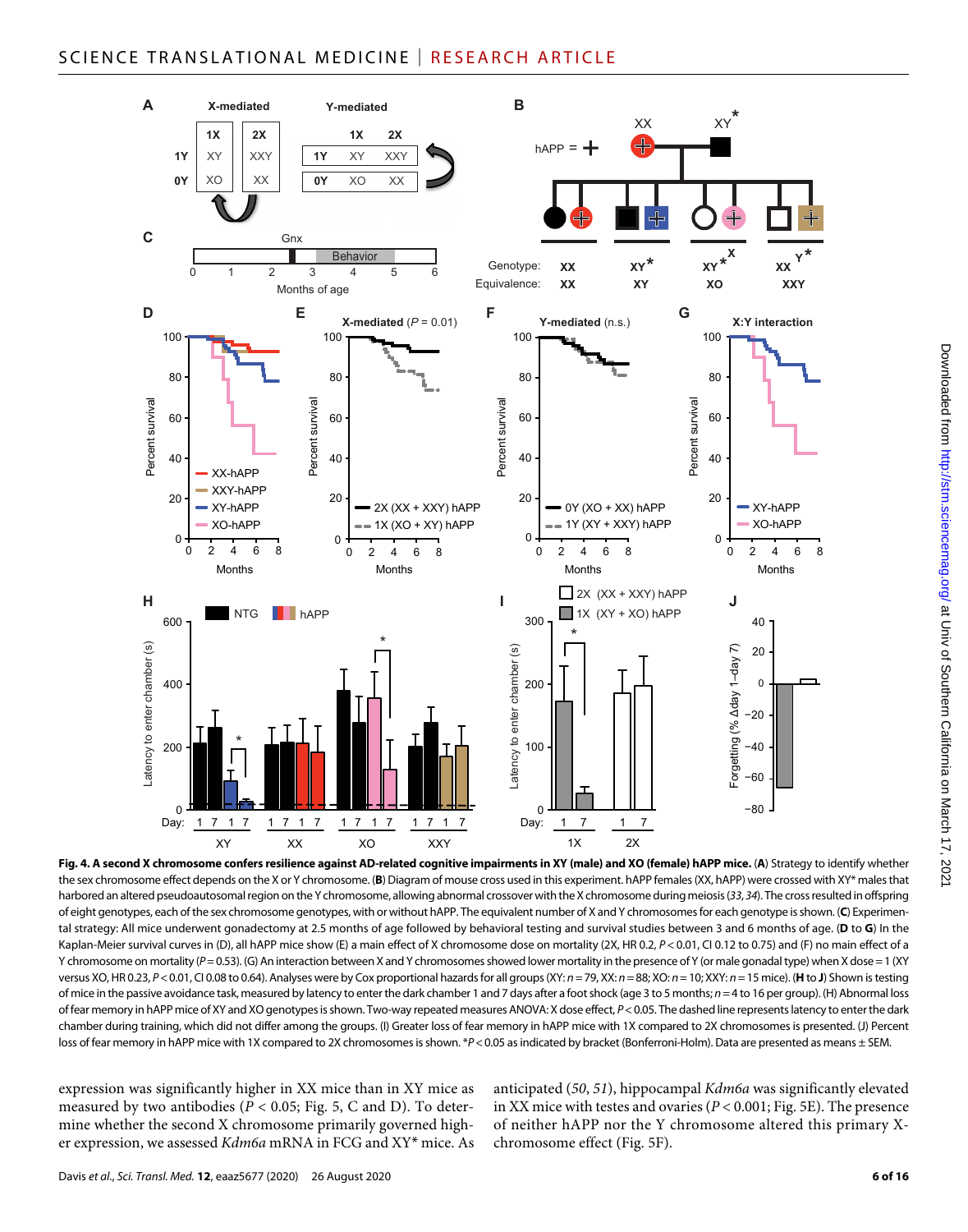**Fig. 4. A second X chromosome confers resilience against AD-related cognitive impairments in XY (male) and XO (female) hAPP mice.** (**A**) Strategy to identify whether the sex chromosome effect depends on the X or Y chromosome. (**B**) Diagram of mouse cross used in this experiment. hAPP females (XX, hAPP) were crossed with XY* males that harbored an altered pseudoautosomal region on the Y chromosome, allowing abnormal crossover with the X chromosome during meiosis (*33*, *34*). The cross resulted in offspring of eight genotypes, each of the sex chromosome genotypes, with or without hAPP. The equivalent number of X and Y chromosomes for each genotype is shown. (**C**) Experimental strategy: All mice underwent gonadectomy at 2.5 months of age followed by behavioral testing and survival studies between 3 and 6 months of age. (**D** to **G**) In the Kaplan-Meier survival curves in (D), all hAPP mice show (E) a main effect of X chromosome dose on mortality (2X, HR 0.2, $P < 0.01$, CI 0.12 to 0.75) and (F) no main effect of a Y chromosome on mortality ($P = 0.53$). (G) An interaction between X and Y chromosomes showed lower mortality in the presence of Y (or male gonadal type) when X dose = 1 (XY versus XO, HR 0.23, $P < 0.01$, CI 0.08 to 0.64). Analyses were by Cox proportional hazards for all groups (XY: $n = 79$, XX: $n = 88$; XO: $n = 10$; XXY: $n = 15$ mice). (**H** to **J**) Shown is testing of mice in the passive avoidance task, measured by latency to enter the dark chamber 1 and 7 days after a foot shock (age 3 to 5 months; $n = 4$ to 16 per group). (H) Abnormal loss of fear memory in hAPP mice of XY and XO genotypes is shown. Two-way repeated measures ANOVA: X dose effect, $P < 0.05$. The dashed line represents latency to enter the dark chamber during training, which did not differ among the groups. (I) Greater loss of fear memory in hAPP mice with 1X compared to 2X chromosomes is presented. (J) Percent loss of fear memory in hAPP mice with 1X compared to 2X chromosomes is shown. \*$P < 0.05$ as indicated by bracket (Bonferroni-Holm). Data are presented as means ± SEM.

expression was significantly higher in XX mice than in XY mice as measured by two antibodies ($P < 0.05$; Fig. 5, C and D). To determine whether the second X chromosome primarily governed higher expression, we assessed *Kdm6a* mRNA in FCG and XY* mice. As anticipated (*50*, *51*), hippocampal *Kdm6a* was significantly elevated in XX mice with testes and ovaries ($P < 0.001$; Fig. 5E). The presence of neither hAPP nor the Y chromosome altered this primary X-chromosome effect (Fig. 5F).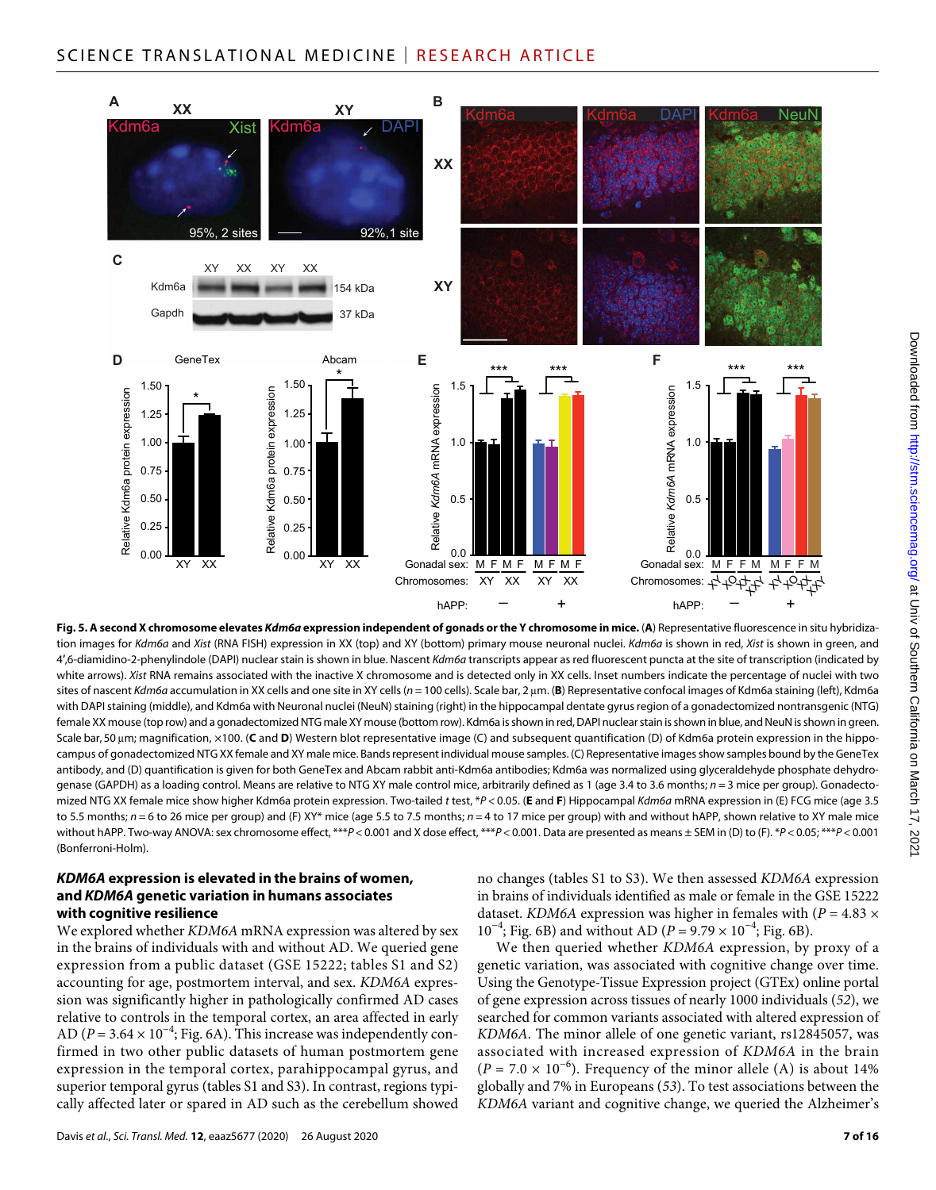**Fig. 5. A second X chromosome elevates *Kdm6a* expression independent of gonads or the Y chromosome in mice.** (**A**) Representative fluorescence in situ hybridization images for *Kdm6a* and *Xist* (RNA FISH) expression in XX (top) and XY (bottom) primary mouse neuronal nuclei. *Kdm6a* is shown in red, *Xist* is shown in green, and 4′,6-diamidino-2-phenylindole (DAPI) nuclear stain is shown in blue. Nascent *Kdm6a* transcripts appear as red fluorescent puncta at the site of transcription (indicated by white arrows). *Xist* RNA remains associated with the inactive X chromosome and is detected only in XX cells. Inset numbers indicate the percentage of nuclei with two sites of nascent *Kdm6a* accumulation in XX cells and one site in XY cells (*n* = 100 cells). Scale bar, 2 μm. (**B**) Representative confocal images of Kdm6a staining (left), Kdm6a with DAPI staining (middle), and Kdm6a with Neuronal nuclei (NeuN) staining (right) in the hippocampal dentate gyrus region of a gonadectomized nontransgenic (NTG) female XX mouse (top row) and a gonadectomized NTG male XY mouse (bottom row). Kdm6a is shown in red, DAPI nuclear stain is shown in blue, and NeuN is shown in green. Scale bar, 50 μm; magnification, ×100. (**C** and **D**) Western blot representative image (C) and subsequent quantification (D) of Kdm6a protein expression in the hippocampus of gonadectomized NTG XX female and XY male mice. Bands represent individual mouse samples. (C) Representative images show samples bound by the GeneTex antibody, and (D) quantification is given for both GeneTex and Abcam rabbit anti-Kdm6a antibodies; Kdm6a was normalized using glyceraldehyde phosphate dehydrogenase (GAPDH) as a loading control. Means are relative to NTG XY male control mice, arbitrarily defined as 1 (age 3.4 to 3.6 months; *n* = 3 mice per group). Gonadectomized NTG XX female mice show higher Kdm6a protein expression. Two-tailed *t* test, *$P < 0.05$. (**E** and **F**) Hippocampal *Kdm6a* mRNA expression in (E) FCG mice (age 3.5 to 5.5 months; *n* = 6 to 26 mice per group) and (F) XY* mice (age 5.5 to 7.5 months; *n* = 4 to 17 mice per group) with and without hAPP, shown relative to XY male mice without hAPP. Two-way ANOVA: sex chromosome effect, ***$P < 0.001$ and X dose effect, ***$P < 0.001$. Data are presented as means ± SEM in (D) to (F). *$P < 0.05$; ***$P < 0.001$ (Bonferroni-Holm).

### *KDM6A* expression is elevated in the brains of women, and *KDM6A* genetic variation in humans associates with cognitive resilience

We explored whether *KDM6A* mRNA expression was altered by sex in the brains of individuals with and without AD. We queried gene expression from a public dataset (GSE 15222; tables S1 and S2) accounting for age, postmortem interval, and sex. *KDM6A* expression was significantly higher in pathologically confirmed AD cases relative to controls in the temporal cortex, an area affected in early AD ($P = 3.64 \times 10^{-4}$; Fig. 6A). This increase was independently confirmed in two other public datasets of human postmortem gene expression in the temporal cortex, parahippocampal gyrus, and superior temporal gyrus (tables S1 and S3). In contrast, regions typically affected later or spared in AD such as the cerebellum showed no changes (tables S1 to S3). We then assessed *KDM6A* expression in brains of individuals identified as male or female in the GSE 15222 dataset. *KDM6A* expression was higher in females with ($P = 4.83 \times 10^{-4}$; Fig. 6B) and without AD ($P = 9.79 \times 10^{-4}$; Fig. 6B).

We then queried whether *KDM6A* expression, by proxy of a genetic variation, was associated with cognitive change over time. Using the Genotype-Tissue Expression project (GTEx) online portal of gene expression across tissues of nearly 1000 individuals (52), we searched for common variants associated with altered expression of *KDM6A*. The minor allele of one genetic variant, rs12845057, was associated with increased expression of *KDM6A* in the brain ($P = 7.0 \times 10^{-6}$). Frequency of the minor allele (A) is about 14% globally and 7% in Europeans (53). To test associations between the *KDM6A* variant and cognitive change, we queried the Alzheimer's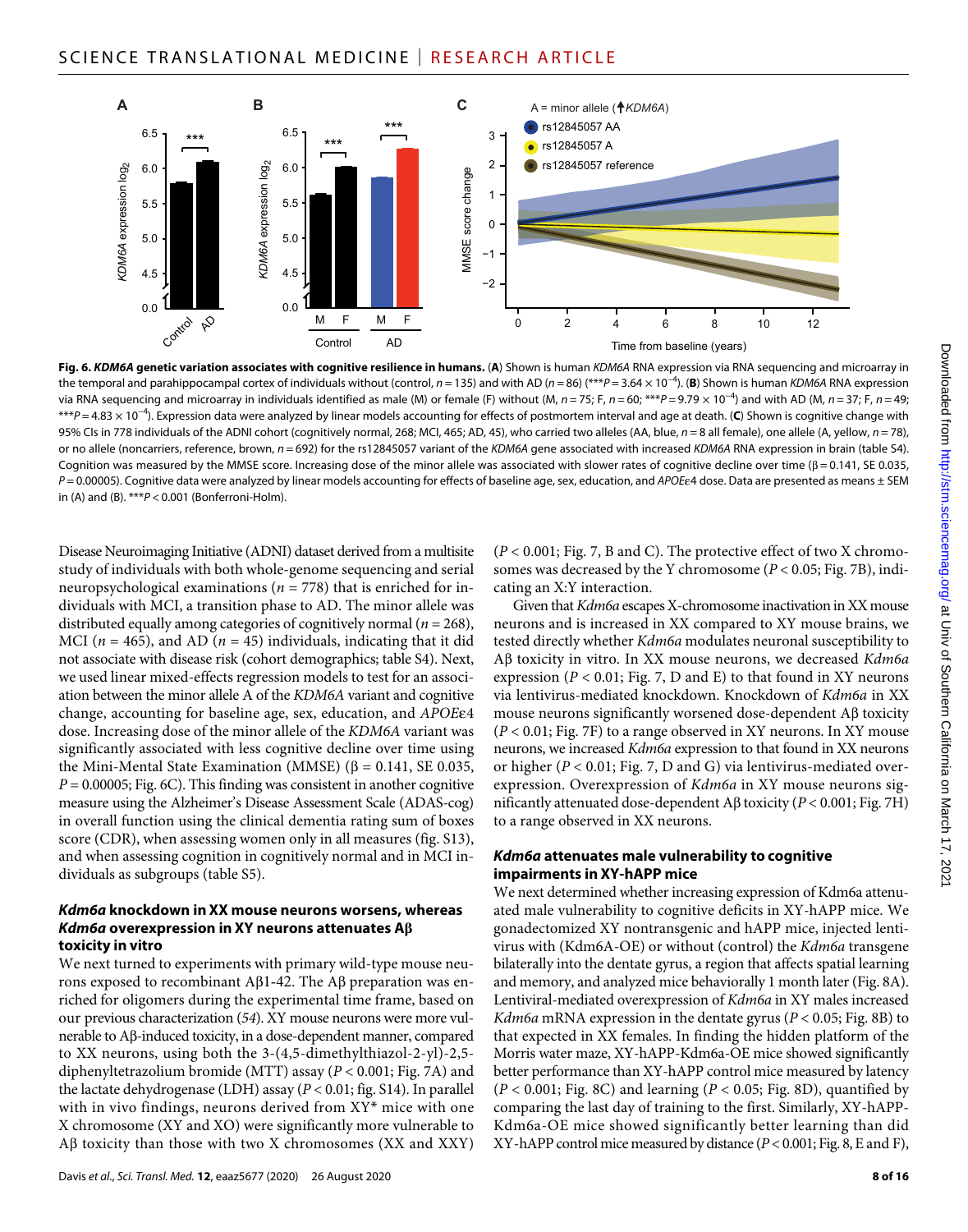**Fig. 6. *KDM6A* genetic variation associates with cognitive resilience in humans.** (**A**) Shown is human *KDM6A* RNA expression via RNA sequencing and microarray in the temporal and parahippocampal cortex of individuals without (control, $n = 135$) and with AD ($n = 86$) (***$P = 3.64 \times 10^{-4}$). (**B**) Shown is human *KDM6A* RNA expression via RNA sequencing and microarray in individuals identified as male (M) or female (F) without (M, $n = 75$; F, $n = 60$; ***$P = 9.79 \times 10^{-4}$) and with AD (M, $n = 37$; F, $n = 49$; ***$P = 4.83 \times 10^{-4}$). Expression data were analyzed by linear models accounting for effects of postmortem interval and age at death. (**C**) Shown is cognitive change with 95% CIs in 778 individuals of the ADNI cohort (cognitively normal, 268; MCI, 465; AD, 45), who carried two alleles (AA, blue, $n = 8$ all female), one allele (A, yellow, $n = 78$), or no allele (noncarriers, reference, brown, $n = 692$) for the rs12845057 variant of the *KDM6A* gene associated with increased *KDM6A* RNA expression in brain (table S4). Cognition was measured by the MMSE score. Increasing dose of the minor allele was associated with slower rates of cognitive decline over time ($\beta = 0.141$, SE 0.035, $P = 0.00005$). Cognitive data were analyzed by linear models accounting for effects of baseline age, sex, education, and *APOE*ε4 dose. Data are presented as means ± SEM in (A) and (B). ***$P < 0.001$ (Bonferroni-Holm).

Disease Neuroimaging Initiative (ADNI) dataset derived from a multisite study of individuals with both whole-genome sequencing and serial neuropsychological examinations ($n = 778$) that is enriched for individuals with MCI, a transition phase to AD. The minor allele was distributed equally among categories of cognitively normal ($n = 268$), MCI ($n = 465$), and AD ($n = 45$) individuals, indicating that it did not associate with disease risk (cohort demographics; table S4). Next, we used linear mixed-effects regression models to test for an association between the minor allele A of the *KDM6A* variant and cognitive change, accounting for baseline age, sex, education, and *APOE*ε4 dose. Increasing dose of the minor allele of the *KDM6A* variant was significantly associated with less cognitive decline over time using the Mini-Mental State Examination (MMSE) ($\beta = 0.141$, SE 0.035, $P = 0.00005$; Fig. 6C). This finding was consistent in another cognitive measure using the Alzheimer's Disease Assessment Scale (ADAS-cog) in overall function using the clinical dementia rating sum of boxes score (CDR), when assessing women only in all measures (fig. S13), and when assessing cognition in cognitively normal and in MCI individuals as subgroups (table S5).

### *Kdm6a* knockdown in XX mouse neurons worsens, whereas *Kdm6a* overexpression in XY neurons attenuates Aβ toxicity in vitro

We next turned to experiments with primary wild-type mouse neurons exposed to recombinant Aβ1-42. The Aβ preparation was enriched for oligomers during the experimental time frame, based on our previous characterization (*54*). XY mouse neurons were more vulnerable to Aβ-induced toxicity, in a dose-dependent manner, compared to XX neurons, using both the 3-(4,5-dimethylthiazol-2-yl)-2,5-diphenyltetrazolium bromide (MTT) assay ($P < 0.001$; Fig. 7A) and the lactate dehydrogenase (LDH) assay ($P < 0.01$; fig. S14). In parallel with in vivo findings, neurons derived from XY* mice with one X chromosome (XY and XO) were significantly more vulnerable to Aβ toxicity than those with two X chromosomes (XX and XXY) ($P < 0.001$; Fig. 7, B and C). The protective effect of two X chromosomes was decreased by the Y chromosome ($P < 0.05$; Fig. 7B), indicating an X:Y interaction.

Given that *Kdm6a* escapes X-chromosome inactivation in XX mouse neurons and is increased in XX compared to XY mouse brains, we tested directly whether *Kdm6a* modulates neuronal susceptibility to Aβ toxicity in vitro. In XX mouse neurons, we decreased *Kdm6a* expression ($P < 0.01$; Fig. 7, D and E) to that found in XY neurons via lentivirus-mediated knockdown. Knockdown of *Kdm6a* in XX mouse neurons significantly worsened dose-dependent Aβ toxicity ($P < 0.01$; Fig. 7F) to a range observed in XY neurons. In XY mouse neurons, we increased *Kdm6a* expression to that found in XX neurons or higher ($P < 0.01$; Fig. 7, D and G) via lentivirus-mediated overexpression. Overexpression of *Kdm6a* in XY mouse neurons significantly attenuated dose-dependent Aβ toxicity ($P < 0.001$; Fig. 7H) to a range observed in XX neurons.

### *Kdm6a* attenuates male vulnerability to cognitive impairments in XY-hAPP mice

We next determined whether increasing expression of Kdm6a attenuated male vulnerability to cognitive deficits in XY-hAPP mice. We gonadectomized XY nontransgenic and hAPP mice, injected lentivirus with (Kdm6A-OE) or without (control) the *Kdm6a* transgene bilaterally into the dentate gyrus, a region that affects spatial learning and memory, and analyzed mice behaviorally 1 month later (Fig. 8A). Lentiviral-mediated overexpression of *Kdm6a* in XY males increased *Kdm6a* mRNA expression in the dentate gyrus ($P < 0.05$; Fig. 8B) to that expected in XX females. In finding the hidden platform of the Morris water maze, XY-hAPP-Kdm6a-OE mice showed significantly better performance than XY-hAPP control mice measured by latency ($P < 0.001$; Fig. 8C) and learning ($P < 0.05$; Fig. 8D), quantified by comparing the last day of training to the first. Similarly, XY-hAPP-Kdm6a-OE mice showed significantly better learning than did XY-hAPP control mice measured by distance ($P < 0.001$; Fig. 8, E and F),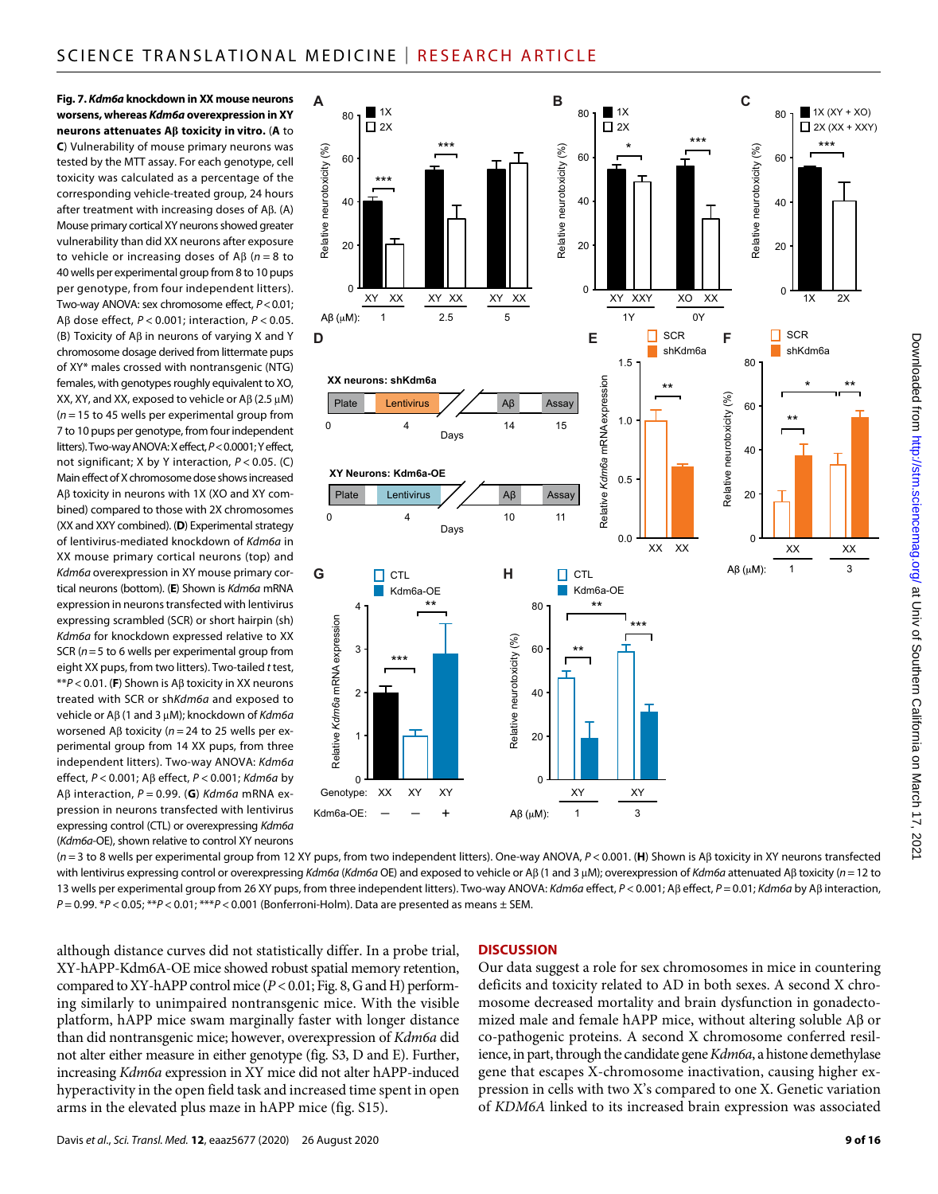**Fig. 7.** ***Kdm6a*** **knockdown in XX mouse neurons worsens, whereas** ***Kdm6a*** **overexpression in XY neurons attenuates Aβ toxicity in vitro.** (**A** to **C**) Vulnerability of mouse primary neurons was tested by the MTT assay. For each genotype, cell toxicity was calculated as a percentage of the corresponding vehicle-treated group, 24 hours after treatment with increasing doses of Aβ. (A) Mouse primary cortical XY neurons showed greater vulnerability than did XX neurons after exposure to vehicle or increasing doses of Aβ ($n = 8$ to 40 wells per experimental group from 8 to 10 pups per genotype, from four independent litters). Two-way ANOVA: sex chromosome effect, $P < 0.01$; Aβ dose effect, $P < 0.001$; interaction, $P < 0.05$. (B) Toxicity of Aβ in neurons of varying X and Y chromosome dosage derived from littermate pups of XY* males crossed with nontransgenic (NTG) females, with genotypes roughly equivalent to XO, XX, XY, and XX, exposed to vehicle or Aβ (2.5 μM) ($n = 15$ to 45 wells per experimental group from 7 to 10 pups per genotype, from four independent litters). Two-way ANOVA: X effect, $P < 0.0001$; Y effect, not significant; X by Y interaction, $P < 0.05$. (C) Main effect of X chromosome dose shows increased Aβ toxicity in neurons with 1X (XO and XY combined) compared to those with 2X chromosomes (XX and XXY combined). (**D**) Experimental strategy of lentivirus-mediated knockdown of *Kdm6a* in XX mouse primary cortical neurons (top) and *Kdm6a* overexpression in XY mouse primary cortical neurons (bottom). (**E**) Shown is *Kdm6a* mRNA expression in neurons transfected with lentivirus expressing scrambled (SCR) or short hairpin (sh) *Kdm6a* for knockdown expressed relative to XX SCR ($n = 5$ to 6 wells per experimental group from eight XX pups, from two litters). Two-tailed *t* test, $^{**}P < 0.01$. (**F**) Shown is Aβ toxicity in XX neurons treated with SCR or sh*Kdm6a* and exposed to vehicle or Aβ (1 and 3 μM); knockdown of *Kdm6a* worsened Aβ toxicity ($n = 24$ to 25 wells per experimental group from 14 XX pups, from three independent litters). Two-way ANOVA: *Kdm6a* effect, $P < 0.001$; Aβ effect, $P < 0.001$; *Kdm6a* by Aβ interaction, $P = 0.99$. (**G**) *Kdm6a* mRNA expression in neurons transfected with lentivirus expressing control (CTL) or overexpressing *Kdm6a* (*Kdm6a*-OE), shown relative to control XY neurons ($n = 3$ to 8 wells per experimental group from 12 XY pups, from two independent litters). One-way ANOVA, $P < 0.001$. (**H**) Shown is Aβ toxicity in XY neurons transfected with lentivirus expressing control or overexpressing *Kdm6a* (*Kdm6a* OE) and exposed to vehicle or Aβ (1 and 3 μM); overexpression of *Kdm6a* attenuated Aβ toxicity ($n = 12$ to 13 wells per experimental group from 26 XY pups, from three independent litters). Two-way ANOVA: *Kdm6a* effect, $P < 0.001$; Aβ effect, $P = 0.01$; *Kdm6a* by Aβ interaction, $P = 0.99$. $^{*}P < 0.05$; $^{**}P < 0.01$; $^{***}P < 0.001$ (Bonferroni-Holm). Data are presented as means ± SEM.

although distance curves did not statistically differ. In a probe trial, XY-hAPP-Kdm6A-OE mice showed robust spatial memory retention, compared to XY-hAPP control mice ($P < 0.01$; Fig. 8, G and H) performing similarly to unimpaired nontransgenic mice. With the visible platform, hAPP mice swam marginally faster with longer distance than did nontransgenic mice; however, overexpression of *Kdm6a* did not alter either measure in either genotype (fig. S3, D and E). Further, increasing *Kdm6a* expression in XY mice did not alter hAPP-induced hyperactivity in the open field task and increased time spent in open arms in the elevated plus maze in hAPP mice (fig. S15).

## DISCUSSION

Our data suggest a role for sex chromosomes in mice in countering deficits and toxicity related to AD in both sexes. A second X chromosome decreased mortality and brain dysfunction in gonadectomized male and female hAPP mice, without altering soluble Aβ or co-pathogenic proteins. A second X chromosome conferred resilience, in part, through the candidate gene *Kdm6a*, a histone demethylase gene that escapes X-chromosome inactivation, causing higher expression in cells with two X's compared to one X. Genetic variation of *KDM6A* linked to its increased brain expression was associated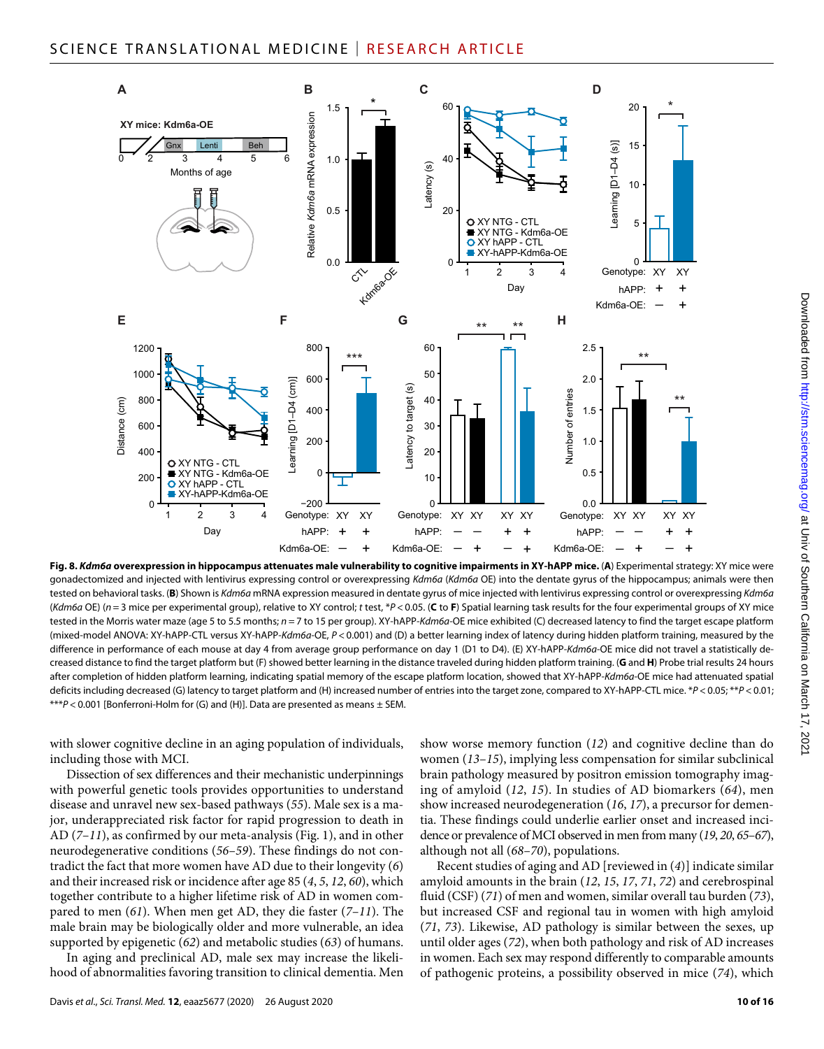**Fig. 8. *Kdm6a* overexpression in hippocampus attenuates male vulnerability to cognitive impairments in XY-hAPP mice.** (**A**) Experimental strategy: XY mice were gonadectomized and injected with lentivirus expressing control or overexpressing *Kdm6a* (*Kdm6a* OE) into the dentate gyrus of the hippocampus; animals were then tested on behavioral tasks. (**B**) Shown is *Kdm6a* mRNA expression measured in dentate gyrus of mice injected with lentivirus expressing control or overexpressing *Kdm6a* (*Kdm6a* OE) ($n = 3$ mice per experimental group), relative to XY control; *t* test, $^*P < 0.05$. (**C** to **F**) Spatial learning task results for the four experimental groups of XY mice tested in the Morris water maze (age 5 to 5.5 months; $n = 7$ to 15 per group). XY-hAPP-*Kdm6a*-OE mice exhibited (C) decreased latency to find the target escape platform (mixed-model ANOVA: XY-hAPP-CTL versus XY-hAPP-*Kdm6a*-OE, $P < 0.001$) and (D) a better learning index of latency during hidden platform training, measured by the difference in performance of each mouse at day 4 from average group performance on day 1 (D1 to D4). (E) XY-hAPP-*Kdm6a*-OE mice did not travel a statistically decreased distance to find the target platform but (F) showed better learning in the distance traveled during hidden platform training. (**G** and **H**) Probe trial results 24 hours after completion of hidden platform learning, indicating spatial memory of the escape platform location, showed that XY-hAPP-*Kdm6a*-OE mice had attenuated spatial deficits including decreased (G) latency to target platform and (H) increased number of entries into the target zone, compared to XY-hAPP-CTL mice. $^*P < 0.05$; $^{**}P < 0.01$; $^{***}P < 0.001$ [Bonferroni-Holm for (G) and (H)]. Data are presented as means ± SEM.

with slower cognitive decline in an aging population of individuals, including those with MCI.

Dissection of sex differences and their mechanistic underpinnings with powerful genetic tools provides opportunities to understand disease and unravel new sex-based pathways (*55*). Male sex is a major, underappreciated risk factor for rapid progression to death in AD (*7*–*11*), as confirmed by our meta-analysis (Fig. 1), and in other neurodegenerative conditions (*56*–*59*). These findings do not contradict the fact that more women have AD due to their longevity (*6*) and their increased risk or incidence after age 85 (*4*, *5*, *12*, *60*), which together contribute to a higher lifetime risk of AD in women compared to men (*61*). When men get AD, they die faster (*7*–*11*). The male brain may be biologically older and more vulnerable, an idea supported by epigenetic (*62*) and metabolic studies (*63*) of humans.

In aging and preclinical AD, male sex may increase the likelihood of abnormalities favoring transition to clinical dementia. Men show worse memory function (*12*) and cognitive decline than do women (*13*–*15*), implying less compensation for similar subclinical brain pathology measured by positron emission tomography imaging of amyloid (*12*, *15*). In studies of AD biomarkers (*64*), men show increased neurodegeneration (*16*, *17*), a precursor for dementia. These findings could underlie earlier onset and increased incidence or prevalence of MCI observed in men from many (*19*, *20*, *65*–*67*), although not all (*68*–*70*), populations.

Recent studies of aging and AD [reviewed in (*4*)] indicate similar amyloid amounts in the brain (*12*, *15*, *17*, *71*, *72*) and cerebrospinal fluid (CSF) (*71*) of men and women, similar overall tau burden (*73*), but increased CSF and regional tau in women with high amyloid (*71*, *73*). Likewise, AD pathology is similar between the sexes, up until older ages (*72*), when both pathology and risk of AD increases in women. Each sex may respond differently to comparable amounts of pathogenic proteins, a possibility observed in mice (*74*), which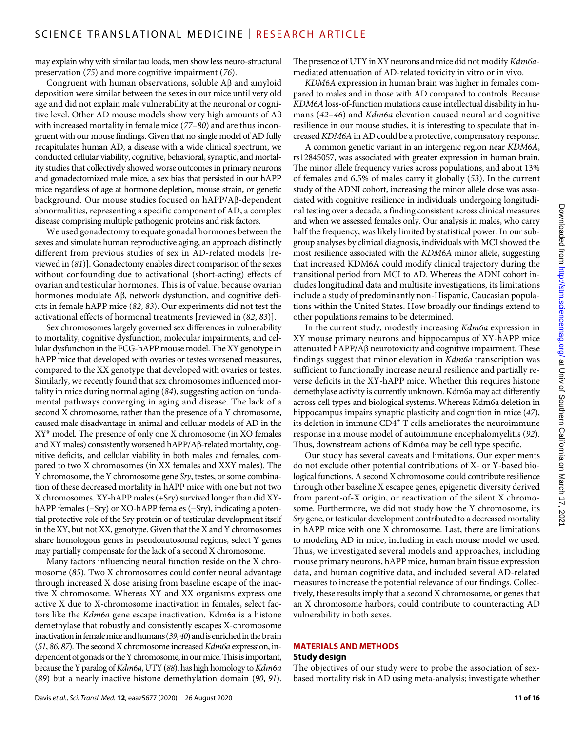may explain why with similar tau loads, men show less neuro-structural preservation (75) and more cognitive impairment (76).

Congruent with human observations, soluble Aβ and amyloid deposition were similar between the sexes in our mice until very old age and did not explain male vulnerability at the neuronal or cognitive level. Other AD mouse models show very high amounts of Aβ with increased mortality in female mice (77–80) and are thus incongruent with our mouse findings. Given that no single model of AD fully recapitulates human AD, a disease with a wide clinical spectrum, we conducted cellular viability, cognitive, behavioral, synaptic, and mortality studies that collectively showed worse outcomes in primary neurons and gonadectomized male mice, a sex bias that persisted in our hAPP mice regardless of age at hormone depletion, mouse strain, or genetic background. Our mouse studies focused on hAPP/Aβ-dependent abnormalities, representing a specific component of AD, a complex disease comprising multiple pathogenic proteins and risk factors.

We used gonadectomy to equate gonadal hormones between the sexes and simulate human reproductive aging, an approach distinctly different from previous studies of sex in AD-related models [reviewed in (81)]. Gonadectomy enables direct comparison of the sexes without confounding due to activational (short-acting) effects of ovarian and testicular hormones. This is of value, because ovarian hormones modulate Aβ, network dysfunction, and cognitive deficits in female hAPP mice (82, 83). Our experiments did not test the activational effects of hormonal treatments [reviewed in (82, 83)].

Sex chromosomes largely governed sex differences in vulnerability to mortality, cognitive dysfunction, molecular impairments, and cellular dysfunction in the FCG-hAPP mouse model. The XY genotype in hAPP mice that developed with ovaries or testes worsened measures, compared to the XX genotype that developed with ovaries or testes. Similarly, we recently found that sex chromosomes influenced mortality in mice during normal aging (84), suggesting action on fundamental pathways converging in aging and disease. The lack of a second X chromosome, rather than the presence of a Y chromosome, caused male disadvantage in animal and cellular models of AD in the XY* model. The presence of only one X chromosome (in XO females and XY males) consistently worsened hAPP/Aβ-related mortality, cognitive deficits, and cellular viability in both males and females, compared to two X chromosomes (in XX females and XXY males). The Y chromosome, the Y chromosome gene *Sry*, testes, or some combination of these decreased mortality in hAPP mice with one but not two X chromosomes. XY-hAPP males (+Sry) survived longer than did XY-hAPP females (−Sry) or XO-hAPP females (−Sry), indicating a potential protective role of the Sry protein or of testicular development itself in the XY, but not XX, genotype. Given that the X and Y chromosomes share homologous genes in pseudoautosomal regions, select Y genes may partially compensate for the lack of a second X chromosome.

Many factors influencing neural function reside on the X chromosome (85). Two X chromosomes could confer neural advantage through increased X dose arising from baseline escape of the inactive X chromosome. Whereas XY and XX organisms express one active X due to X-chromosome inactivation in females, select factors like the *Kdm6a* gene escape inactivation. Kdm6a is a histone demethylase that robustly and consistently escapes X-chromosome inactivation in female mice and humans (39, 40) and is enriched in the brain (51, 86, 87). The second X chromosome increased *Kdm6a* expression, independent of gonads or the Y chromosome, in our mice. This is important, because the Y paralog of *Kdm6a*, UTY (88), has high homology to *Kdm6a* (89) but a nearly inactive histone demethylation domain (90, 91). The presence of UTY in XY neurons and mice did not modify *Kdm6a*-mediated attenuation of AD-related toxicity in vitro or in vivo.

*KDM6A* expression in human brain was higher in females compared to males and in those with AD compared to controls. Because *KDM6A* loss-of-function mutations cause intellectual disability in humans (42–46) and *Kdm6a* elevation caused neural and cognitive resilience in our mouse studies, it is interesting to speculate that increased *KDM6A* in AD could be a protective, compensatory response.

A common genetic variant in an intergenic region near *KDM6A*, rs12845057, was associated with greater expression in human brain. The minor allele frequency varies across populations, and about 13% of females and 6.5% of males carry it globally (53). In the current study of the ADNI cohort, increasing the minor allele dose was associated with cognitive resilience in individuals undergoing longitudinal testing over a decade, a finding consistent across clinical measures and when we assessed females only. Our analysis in males, who carry half the frequency, was likely limited by statistical power. In our subgroup analyses by clinical diagnosis, individuals with MCI showed the most resilience associated with the *KDM6A* minor allele, suggesting that increased KDM6A could modify clinical trajectory during the transitional period from MCI to AD. Whereas the ADNI cohort includes longitudinal data and multisite investigations, its limitations include a study of predominantly non-Hispanic, Caucasian populations within the United States. How broadly our findings extend to other populations remains to be determined.

In the current study, modestly increasing *Kdm6a* expression in XY mouse primary neurons and hippocampus of XY-hAPP mice attenuated hAPP/Aβ neurotoxicity and cognitive impairment. These findings suggest that minor elevation in *Kdm6a* transcription was sufficient to functionally increase neural resilience and partially reverse deficits in the XY-hAPP mice. Whether this requires histone demethylase activity is currently unknown. Kdm6a may act differently across cell types and biological systems. Whereas Kdm6a deletion in hippocampus impairs synaptic plasticity and cognition in mice (47), its deletion in immune $CD4^+$ T cells ameliorates the neuroimmune response in a mouse model of autoimmune encephalomyelitis (92). Thus, downstream actions of Kdm6a may be cell type specific.

Our study has several caveats and limitations. Our experiments do not exclude other potential contributions of X- or Y-based biological functions. A second X chromosome could contribute resilience through other baseline X escapee genes, epigenetic diversity derived from parent-of-X origin, or reactivation of the silent X chromosome. Furthermore, we did not study how the Y chromosome, its *Sry* gene, or testicular development contributed to a decreased mortality in hAPP mice with one X chromosome. Last, there are limitations to modeling AD in mice, including in each mouse model we used. Thus, we investigated several models and approaches, including mouse primary neurons, hAPP mice, human brain tissue expression data, and human cognitive data, and included several AD-related measures to increase the potential relevance of our findings. Collectively, these results imply that a second X chromosome, or genes that an X chromosome harbors, could contribute to counteracting AD vulnerability in both sexes.

## MATERIALS AND METHODS

### Study design

The objectives of our study were to probe the association of sex-based mortality risk in AD using meta-analysis; investigate whether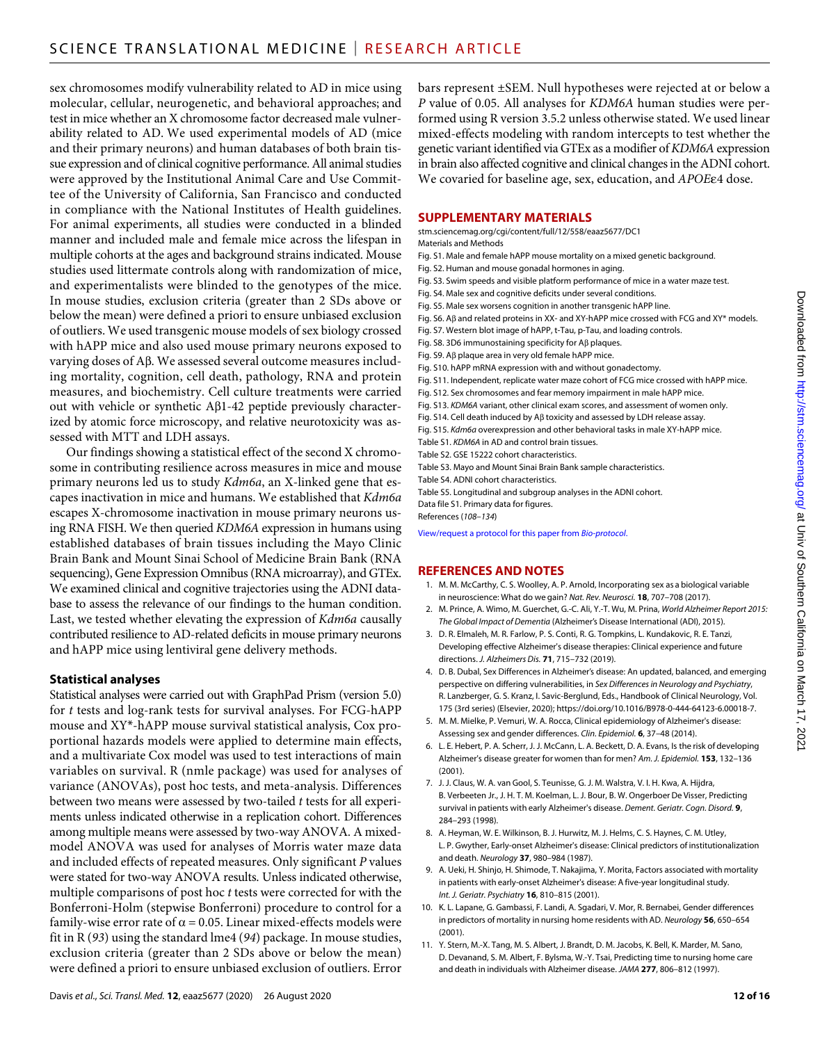sex chromosomes modify vulnerability related to AD in mice using molecular, cellular, neurogenetic, and behavioral approaches; and test in mice whether an X chromosome factor decreased male vulnerability related to AD. We used experimental models of AD (mice and their primary neurons) and human databases of both brain tissue expression and of clinical cognitive performance. All animal studies were approved by the Institutional Animal Care and Use Committee of the University of California, San Francisco and conducted in compliance with the National Institutes of Health guidelines. For animal experiments, all studies were conducted in a blinded manner and included male and female mice across the lifespan in multiple cohorts at the ages and background strains indicated. Mouse studies used littermate controls along with randomization of mice, and experimentalists were blinded to the genotypes of the mice. In mouse studies, exclusion criteria (greater than 2 SDs above or below the mean) were defined a priori to ensure unbiased exclusion of outliers. We used transgenic mouse models of sex biology crossed with hAPP mice and also used mouse primary neurons exposed to varying doses of Aβ. We assessed several outcome measures including mortality, cognition, cell death, pathology, RNA and protein measures, and biochemistry. Cell culture treatments were carried out with vehicle or synthetic Aβ1-42 peptide previously characterized by atomic force microscopy, and relative neurotoxicity was assessed with MTT and LDH assays.

Our findings showing a statistical effect of the second X chromosome in contributing resilience across measures in mice and mouse primary neurons led us to study *Kdm6a*, an X-linked gene that escapes inactivation in mice and humans. We established that *Kdm6a* escapes X-chromosome inactivation in mouse primary neurons using RNA FISH. We then queried *KDM6A* expression in humans using established databases of brain tissues including the Mayo Clinic Brain Bank and Mount Sinai School of Medicine Brain Bank (RNA sequencing), Gene Expression Omnibus (RNA microarray), and GTEx. We examined clinical and cognitive trajectories using the ADNI database to assess the relevance of our findings to the human condition. Last, we tested whether elevating the expression of *Kdm6a* causally contributed resilience to AD-related deficits in mouse primary neurons and hAPP mice using lentiviral gene delivery methods.

### Statistical analyses

Statistical analyses were carried out with GraphPad Prism (version 5.0) for *t* tests and log-rank tests for survival analyses. For FCG-hAPP mouse and XY*-hAPP mouse survival statistical analysis, Cox proportional hazards models were applied to determine main effects, and a multivariate Cox model was used to test interactions of main variables on survival. R (nmle package) was used for analyses of variance (ANOVAs), post hoc tests, and meta-analysis. Differences between two means were assessed by two-tailed *t* tests for all experiments unless indicated otherwise in a replication cohort. Differences among multiple means were assessed by two-way ANOVA. A mixed-model ANOVA was used for analyses of Morris water maze data and included effects of repeated measures. Only significant *P* values were stated for two-way ANOVA results. Unless indicated otherwise, multiple comparisons of post hoc *t* tests were corrected for with the Bonferroni-Holm (stepwise Bonferroni) procedure to control for a family-wise error rate of $\alpha = 0.05$. Linear mixed-effects models were fit in R (93) using the standard lme4 (94) package. In mouse studies, exclusion criteria (greater than 2 SDs above or below the mean) were defined a priori to ensure unbiased exclusion of outliers. Error bars represent ±SEM. Null hypotheses were rejected at or below a *P* value of 0.05. All analyses for *KDM6A* human studies were performed using R version 3.5.2 unless otherwise stated. We used linear mixed-effects modeling with random intercepts to test whether the genetic variant identified via GTEx as a modifier of *KDM6A* expression in brain also affected cognitive and clinical changes in the ADNI cohort. We covaried for baseline age, sex, education, and *APOE*ε4 dose.

## SUPPLEMENTARY MATERIALS

stm.sciencemag.org/cgi/content/full/12/558/eaaz5677/DC1

Materials and Methods

Fig. S1. Male and female hAPP mouse mortality on a mixed genetic background.

Fig. S2. Human and mouse gonadal hormones in aging.

Fig. S3. Swim speeds and visible platform performance of mice in a water maze test.

Fig. S4. Male sex and cognitive deficits under several conditions.

Fig. S5. Male sex worsens cognition in another transgenic hAPP line.

Fig. S6. Aβ and related proteins in XX- and XY-hAPP mice crossed with FCG and XY* models.

Fig. S7. Western blot image of hAPP, t-Tau, p-Tau, and loading controls.

Fig. S8. 3D6 immunostaining specificity for Aβ plaques.

Fig. S9. Aβ plaque area in very old female hAPP mice.

Fig. S10. hAPP mRNA expression with and without gonadectomy.

Fig. S11. Independent, replicate water maze cohort of FCG mice crossed with hAPP mice.

Fig. S12. Sex chromosomes and fear memory impairment in male hAPP mice.

Fig. S13. *KDM6A* variant, other clinical exam scores, and assessment of women only.

Fig. S14. Cell death induced by Aβ toxicity and assessed by LDH release assay.

Fig. S15. *Kdm6a* overexpression and other behavioral tasks in male XY-hAPP mice.

Table S1. *KDM6A* in AD and control brain tissues.

Table S2. GSE 15222 cohort characteristics.

Table S3. Mayo and Mount Sinai Brain Bank sample characteristics.

Table S4. ADNI cohort characteristics.

Table S5. Longitudinal and subgroup analyses in the ADNI cohort.

Data file S1. Primary data for figures.

References (*108*–*134*)

View/request a protocol for this paper from *Bio-protocol*.

## REFERENCES AND NOTES

1. M. M. McCarthy, C. S. Woolley, A. P. Arnold, Incorporating sex as a biological variable in neuroscience: What do we gain? *Nat. Rev. Neurosci.* **18**, 707–708 (2017).
2. M. Prince, A. Wimo, M. Guerchet, G.-C. Ali, Y.-T. Wu, M. Prina, *World Alzheimer Report 2015: The Global Impact of Dementia* (Alzheimer's Disease International (ADI), 2015).
3. D. R. Elmaleh, M. R. Farlow, P. S. Conti, R. G. Tompkins, L. Kundakovic, R. E. Tanzi, Developing effective Alzheimer's disease therapies: Clinical experience and future directions. *J. Alzheimers Dis.* **71**, 715–732 (2019).
4. D. B. Dubal, Sex Differences in Alzheimer's disease: An updated, balanced, and emerging perspective on differing vulnerabilities, in *Sex Differences in Neurology and Psychiatry*, R. Lanzberger, G. S. Kranz, I. Savic-Berglund, Eds., Handbook of Clinical Neurology, Vol. 175 (3rd series) (Elsevier, 2020); https://doi.org/10.1016/B978-0-444-64123-6.00018-7.
5. M. M. Mielke, P. Vemuri, W. A. Rocca, Clinical epidemiology of Alzheimer's disease: Assessing sex and gender differences. *Clin. Epidemiol.* **6**, 37–48 (2014).
6. L. E. Hebert, P. A. Scherr, J. J. McCann, L. A. Beckett, D. A. Evans, Is the risk of developing Alzheimer's disease greater for women than for men? *Am. J. Epidemiol.* **153**, 132–136 (2001).
7. J. J. Claus, W. A. van Gool, S. Teunisse, G. J. M. Walstra, V. I. H. Kwa, A. Hijdra, B. Verbeeten Jr., J. H. T. M. Koelman, L. J. Bour, B. W. Ongerboer De Visser, Predicting survival in patients with early Alzheimer's disease. *Dement. Geriatr. Cogn. Disord.* **9**, 284–293 (1998).
8. A. Heyman, W. E. Wilkinson, B. J. Hurwitz, M. J. Helms, C. S. Haynes, C. M. Utley, L. P. Gwyther, Early-onset Alzheimer's disease: Clinical predictors of institutionalization and death. *Neurology* **37**, 980–984 (1987).
9. A. Ueki, H. Shinjo, H. Shimode, T. Nakajima, Y. Morita, Factors associated with mortality in patients with early-onset Alzheimer's disease: A five-year longitudinal study. *Int. J. Geriatr. Psychiatry* **16**, 810–815 (2001).
10. K. L. Lapane, G. Gambassi, F. Landi, A. Sgadari, V. Mor, R. Bernabei, Gender differences in predictors of mortality in nursing home residents with AD. *Neurology* **56**, 650–654 (2001).
11. Y. Stern, M.-X. Tang, M. S. Albert, J. Brandt, D. M. Jacobs, K. Bell, K. Marder, M. Sano, D. Devanand, S. M. Albert, F. Bylsma, W.-Y. Tsai, Predicting time to nursing home care and death in individuals with Alzheimer disease. *JAMA* **277**, 806–812 (1997).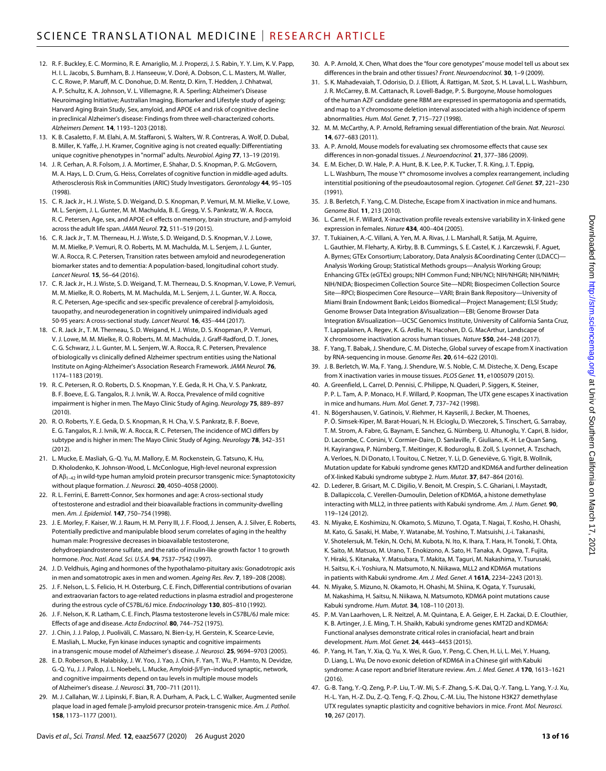12. R. F. Buckley, E. C. Mormino, R. E. Amariglio, M. J. Properzi, J. S. Rabin, Y. Y. Lim, K. V. Papp, H. I. L. Jacobs, S. Burnham, B. J. Hanseeuw, V. Doré, A. Dobson, C. L. Masters, M. Waller, C. C. Rowe, P. Maruff, M. C. Donohue, D. M. Rentz, D. Kirn, T. Hedden, J. Chhatwal, A. P. Schultz, K. A. Johnson, V. L. Villemagne, R. A. Sperling; Alzheimer's Disease Neuroimaging Initiative; Australian Imaging, Biomarker and Lifestyle study of ageing; Harvard Aging Brain Study, Sex, amyloid, and APOE ε4 and risk of cognitive decline in preclinical Alzheimer's disease: Findings from three well-characterized cohorts. *Alzheimers Dement.* **14**, 1193–1203 (2018).
13. K. B. Casaletto, F. M. Elahi, A. M. Staffaroni, S. Walters, W. R. Contreras, A. Wolf, D. Dubal, B. Miller, K. Yaffe, J. H. Kramer, Cognitive aging is not created equally: Differentiating unique cognitive phenotypes in "normal" adults. *Neurobiol. Aging* **77**, 13–19 (2019).
14. J. R. Cerhan, A. R. Folsom, J. A. Mortimer, E. Shahar, D. S. Knopman, P. G. McGovern, M. A. Hays, L. D. Crum, G. Heiss, Correlates of cognitive function in middle-aged adults. Atherosclerosis Risk in Communities (ARIC) Study Investigators. *Gerontology* **44**, 95–105 (1998).
15. C. R. Jack Jr., H. J. Wiste, S. D. Weigand, D. S. Knopman, P. Vemuri, M. M. Mielke, V. Lowe, M. L. Senjem, J. L. Gunter, M. M. Machulda, B. E. Gregg, V. S. Pankratz, W. A. Rocca, R. C. Petersen, Age, sex, and APOE ε4 effects on memory, brain structure, and β-amyloid across the adult life span. *JAMA Neurol.* **72**, 511–519 (2015).
16. C. R. Jack Jr., T. M. Therneau, H. J. Wiste, S. D. Weigand, D. S. Knopman, V. J. Lowe, M. M. Mielke, P. Vemuri, R. O. Roberts, M. M. Machulda, M. L. Senjem, J. L. Gunter, W. A. Rocca, R. C. Petersen, Transition rates between amyloid and neurodegeneration biomarker states and to dementia: A population-based, longitudinal cohort study. *Lancet Neurol.* **15**, 56–64 (2016).
17. C. R. Jack Jr., H. J. Wiste, S. D. Weigand, T. M. Therneau, D. S. Knopman, V. Lowe, P. Vemuri, M. M. Mielke, R. O. Roberts, M. M. Machulda, M. L. Senjem, J. L. Gunter, W. A. Rocca, R. C. Petersen, Age-specific and sex-specific prevalence of cerebral β-amyloidosis, tauopathy, and neurodegeneration in cognitively unimpaired individuals aged 50-95 years: A cross-sectional study. *Lancet Neurol.* **16**, 435–444 (2017).
18. C. R. Jack Jr., T. M. Therneau, S. D. Weigand, H. J. Wiste, D. S. Knopman, P. Vemuri, V. J. Lowe, M. M. Mielke, R. O. Roberts, M. M. Machulda, J. Graff-Radford, D. T. Jones, C. G. Schwarz, J. L. Gunter, M. L. Senjem, W. A. Rocca, R. C. Petersen, Prevalence of biologically vs clinically defined Alzheimer spectrum entities using the National Institute on Aging-Alzheimer's Association Research Framework. *JAMA Neurol.* **76**, 1174–1183 (2019).
19. R. C. Petersen, R. O. Roberts, D. S. Knopman, Y. E. Geda, R. H. Cha, V. S. Pankratz, B. F. Boeve, E. G. Tangalos, R. J. Ivnik, W. A. Rocca, Prevalence of mild cognitive impairment is higher in men. The Mayo Clinic Study of Aging. *Neurology* **75**, 889–897 (2010).
20. R. O. Roberts, Y. E. Geda, D. S. Knopman, R. H. Cha, V. S. Pankratz, B. F. Boeve, E. G. Tangalos, R. J. Ivnik, W. A. Rocca, R. C. Petersen, The incidence of MCI differs by subtype and is higher in men: The Mayo Clinic Study of Aging. *Neurology* **78**, 342–351 (2012).
21. L. Mucke, E. Masliah, G.-Q. Yu, M. Mallory, E. M. Rockenstein, G. Tatsuno, K. Hu, D. Kholodenko, K. Johnson-Wood, L. McConlogue, High-level neuronal expression of $A\beta_{1-42}$ in wild-type human amyloid protein precursor transgenic mice: Synaptotoxicity without plaque formation. *J. Neurosci.* **20**, 4050–4058 (2000).
22. R. L. Ferrini, E. Barrett-Connor, Sex hormones and age: A cross-sectional study of testosterone and estradiol and their bioavailable fractions in community-dwelling men. *Am. J. Epidemiol.* **147**, 750–754 (1998).
23. J. E. Morley, F. Kaiser, W. J. Raum, H. M. Perry III, J. F. Flood, J. Jensen, A. J. Silver, E. Roberts, Potentially predictive and manipulable blood serum correlates of aging in the healthy human male: Progressive decreases in bioavailable testosterone, dehydroepiandrosterone sulfate, and the ratio of insulin-like growth factor 1 to growth hormone. *Proc. Natl. Acad. Sci. U.S.A.* **94**, 7537–7542 (1997).
24. J. D. Veldhuis, Aging and hormones of the hypothalamo-pituitary axis: Gonadotropic axis in men and somatotropic axes in men and women. *Ageing Res. Rev.* **7**, 189–208 (2008).
25. J. F. Nelson, L. S. Felicio, H. H. Osterburg, C. E. Finch, Differential contributions of ovarian and extraovarian factors to age-related reductions in plasma estradiol and progesterone during the estrous cycle of C57BL/6J mice. *Endocrinology* **130**, 805–810 (1992).
26. J. F. Nelson, K. R. Latham, C. E. Finch, Plasma testosterone levels in C57BL/6J male mice: Effects of age and disease. *Acta Endocrinol.* **80**, 744–752 (1975).
27. J. Chin, J. J. Palop, J. Puoliväli, C. Massaro, N. Bien-Ly, H. Gerstein, K. Scearce-Levie, E. Masliah, L. Mucke, Fyn kinase induces synaptic and cognitive impairments in a transgenic mouse model of Alzheimer's disease. *J. Neurosci.* **25**, 9694–9703 (2005).
28. E. D. Roberson, B. Halabisky, J. W. Yoo, J. Yao, J. Chin, F. Yan, T. Wu, P. Hamto, N. Devidze, G.-Q. Yu, J. J. Palop, J. L. Noebels, L. Mucke, Amyloid-β/Fyn–induced synaptic, network, and cognitive impairments depend on tau levels in multiple mouse models of Alzheimer's disease. *J. Neurosci.* **31**, 700–711 (2011).
29. M. J. Callahan, W. J. Lipinski, F. Bian, R. A. Durham, A. Pack, L. C. Walker, Augmented senile plaque load in aged female β-amyloid precursor protein-transgenic mice. *Am. J. Pathol.* **158**, 1173–1177 (2001).
30. A. P. Arnold, X. Chen, What does the "four core genotypes" mouse model tell us about sex differences in the brain and other tissues? *Front. Neuroendocrinol.* **30**, 1–9 (2009).
31. S. K. Mahadevaiah, T. Odorisio, D. J. Elliott, Á. Rattigan, M. Szot, S. H. Laval, L. L. Washburn, J. R. McCarrey, B. M. Cattanach, R. Lovell-Badge, P. S. Burgoyne, Mouse homologues of the human AZF candidate gene RBM are expressed in spermatogonia and spermatids, and map to a Y chromosome deletion interval associated with a high incidence of sperm abnormalities. *Hum. Mol. Genet.* **7**, 715–727 (1998).
32. M. M. McCarthy, A. P. Arnold, Reframing sexual differentiation of the brain. *Nat. Neurosci.* **14**, 677–683 (2011).
33. A. P. Arnold, Mouse models for evaluating sex chromosome effects that cause sex differences in non-gonadal tissues. *J. Neuroendocrinol.* **21**, 377–386 (2009).
34. E. M. Eicher, D. W. Hale, P. A. Hunt, B. K. Lee, P. K. Tucker, T. R. King, J. T. Eppig, L. L. Washburn, The mouse Y* chromosome involves a complex rearrangement, including interstitial positioning of the pseudoautosomal region. *Cytogenet. Cell Genet.* **57**, 221–230 (1991).
35. J. B. Berletch, F. Yang, C. M. Disteche, Escape from X inactivation in mice and humans. *Genome Biol.* **11**, 213 (2010).
36. L. Carrel, H. F. Willard, X-inactivation profile reveals extensive variability in X-linked gene expression in females. *Nature* **434**, 400–404 (2005).
37. T. Tukiainen, A.-C. Villani, A. Yen, M. A. Rivas, J. L. Marshall, R. Satija, M. Aguirre, L. Gauthier, M. Fleharty, A. Kirby, B. B. Cummings, S. E. Castel, K. J. Karczewski, F. Aguet, A. Byrnes; GTEx Consortium; Laboratory, Data Analysis &Coordinating Center (LDACC)—Analysis Working Group; Statistical Methods groups—Analysis Working Group; Enhancing GTEx (eGTEx) groups; NIH Common Fund; NIH/NCI; NIH/NHGRI; NIH/NIMH; NIH/NIDA; Biospecimen Collection Source Site—NDRI; Biospecimen Collection Source Site—RPCI; Biospecimen Core Resource—VARI; Brain Bank Repository—University of Miami Brain Endowment Bank; Leidos Biomedical—Project Management; ELSI Study; Genome Browser Data Integration &Visualization—EBI; Genome Browser Data Integration &Visualization—UCSC Genomics Institute, University of California Santa Cruz, T. Lappalainen, A. Regev, K. G. Ardlie, N. Hacohen, D. G. MacArthur, Landscape of X chromosome inactivation across human tissues. *Nature* **550**, 244–248 (2017).
38. F. Yang, T. Babak, J. Shendure, C. M. Disteche, Global survey of escape from X inactivation by RNA-sequencing in mouse. *Genome Res.* **20**, 614–622 (2010).
39. J. B. Berletch, W. Ma, F. Yang, J. Shendure, W. S. Noble, C. M. Disteche, X. Deng, Escape from X inactivation varies in mouse tissues. *PLOS Genet.* **11**, e1005079 (2015).
40. A. Greenfield, L. Carrel, D. Pennisi, C. Philippe, N. Quaderi, P. Siggers, K. Steiner, P. P. L. Tam, A. P. Monaco, H. F. Willard, P. Koopman, The UTX gene escapes X inactivation in mice and humans. *Hum. Mol. Genet.* **7**, 737–742 (1998).
41. N. Bögershausen, V. Gatinois, V. Riehmer, H. Kayserili, J. Becker, M. Thoenes, P. Ö. Simsek-Kiper, M. Barat-Houari, N. H. Elcioglu, D. Wieczorek, S. Tinschert, G. Sarrabay, T. M. Strom, A. Fabre, G. Baynam, E. Sanchez, G. Nürnberg, U. Altunoglu, Y. Capri, B. Isidor, D. Lacombe, C. Corsini, V. Cormier-Daire, D. Sanlaville, F. Giuliano, K.-H. Le Quan Sang, H. Kayirangwa, P. Nürnberg, T. Meitinger, K. Boduroglu, B. Zoll, S. Lyonnet, A. Tzschach, A. Verloes, N. Di Donato, I. Touitou, C. Netzer, Y. Li, D. Geneviève, G. Yigit, B. Wollnik, Mutation update for Kabuki syndrome genes KMT2D and KDM6A and further delineation of X-linked Kabuki syndrome subtype 2. *Hum. Mutat.* **37**, 847–864 (2016).
42. D. Lederer, B. Grisart, M. C. Digilio, V. Benoit, M. Crespin, S. C. Ghariani, I. Maystadt, B. Dallapiccola, C. Verellen-Dumoulin, Deletion of KDM6A, a histone demethylase interacting with MLL2, in three patients with Kabuki syndrome. *Am. J. Hum. Genet.* **90**, 119–124 (2012).
43. N. Miyake, E. Koshimizu, N. Okamoto, S. Mizuno, T. Ogata, T. Nagai, T. Kosho, H. Ohashi, M. Kato, G. Sasaki, H. Mabe, Y. Watanabe, M. Yoshino, T. Matsuishi, J.-i. Takanashi, V. Shotelersuk, M. Tekin, N. Ochi, M. Kubota, N. Ito, K. Ihara, T. Hara, H. Tonoki, T. Ohta, K. Saito, M. Matsuo, M. Urano, T. Enokizono, A. Sato, H. Tanaka, A. Ogawa, T. Fujita, Y. Hiraki, S. Kitanaka, Y. Matsubara, T. Makita, M. Taguri, M. Nakashima, Y. Tsurusaki, H. Saitsu, K.-i. Yoshiura, N. Matsumoto, N. Niikawa, MLL2 and KDM6A mutations in patients with Kabuki syndrome. *Am. J. Med. Genet. A* **161A**, 2234–2243 (2013).
44. N. Miyake, S. Mizuno, N. Okamoto, H. Ohashi, M. Shiina, K. Ogata, Y. Tsurusaki, M. Nakashima, H. Saitsu, N. Niikawa, N. Matsumoto, KDM6A point mutations cause Kabuki syndrome. *Hum. Mutat.* **34**, 108–110 (2013).
45. P. M. Van Laarhoven, L. R. Neitzel, A. M. Quintana, E. A. Geiger, E. H. Zackai, D. E. Clouthier, K. B. Artinger, J. E. Ming, T. H. Shaikh, Kabuki syndrome genes KMT2D and KDM6A: Functional analyses demonstrate critical roles in craniofacial, heart and brain development. *Hum. Mol. Genet.* **24**, 4443–4453 (2015).
46. P. Yang, H. Tan, Y. Xia, Q. Yu, X. Wei, R. Guo, Y. Peng, C. Chen, H. Li, L. Mei, Y. Huang, D. Liang, L. Wu, De novo exonic deletion of KDM6A in a Chinese girl with Kabuki syndrome: A case report and brief literature review. *Am. J. Med. Genet. A* **170**, 1613–1621 (2016).
47. G.-B. Tang, Y.-Q. Zeng, P.-P. Liu, T.-W. Mi, S.-F. Zhang, S.-K. Dai, Q.-Y. Tang, L. Yang, Y.-J. Xu, H.-L. Yan, H.-Z. Du, Z.-Q. Teng, F.-Q. Zhou, C.-M. Liu, The histone H3K27 demethylase UTX regulates synaptic plasticity and cognitive behaviors in mice. *Front. Mol. Neurosci.* **10**, 267 (2017).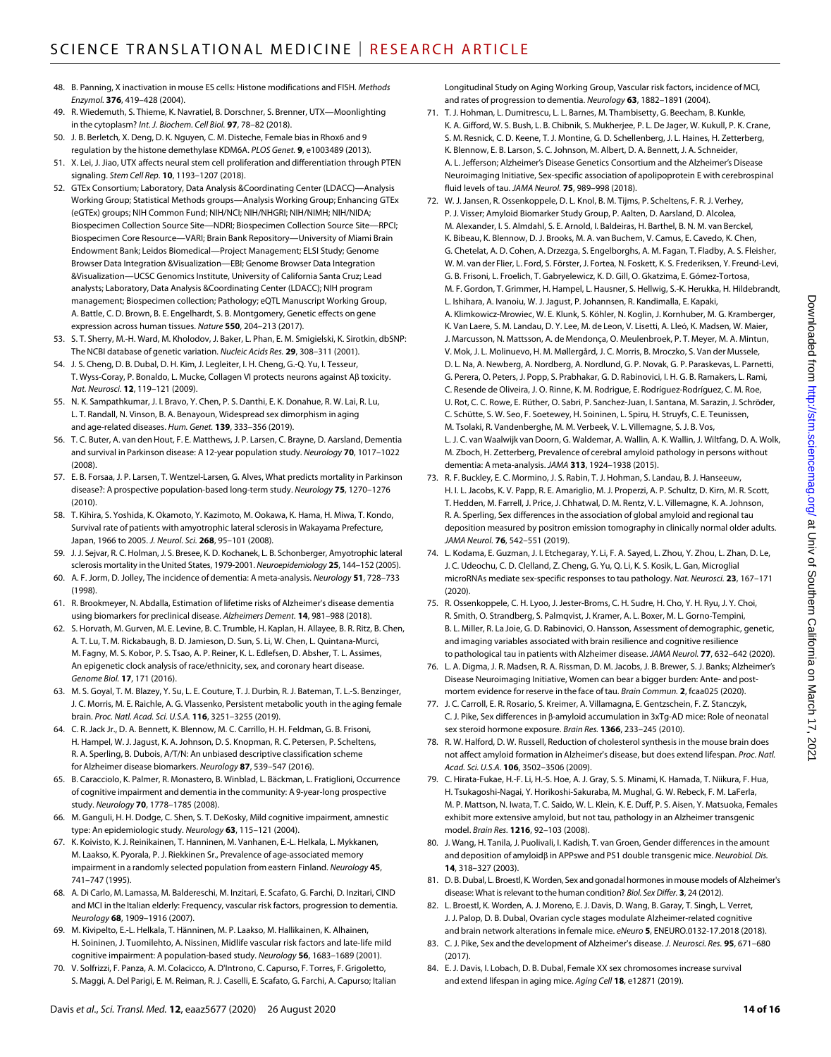48. B. Panning, X inactivation in mouse ES cells: Histone modifications and FISH. *Methods Enzymol.* **376**, 419–428 (2004).
49. R. Wiedemuth, S. Thieme, K. Navratiel, B. Dorschner, S. Brenner, UTX—Moonlighting in the cytoplasm? *Int. J. Biochem. Cell Biol.* **97**, 78–82 (2018).
50. J. B. Berletch, X. Deng, D. K. Nguyen, C. M. Disteche, Female bias in Rhox6 and 9 regulation by the histone demethylase KDM6A. *PLOS Genet.* **9**, e1003489 (2013).
51. X. Lei, J. Jiao, UTX affects neural stem cell proliferation and differentiation through PTEN signaling. *Stem Cell Rep.* **10**, 1193–1207 (2018).
52. GTEx Consortium; Laboratory, Data Analysis &Coordinating Center (LDACC)—Analysis Working Group; Statistical Methods groups—Analysis Working Group; Enhancing GTEx (eGTEx) groups; NIH Common Fund; NIH/NCI; NIH/NHGRI; NIH/NIMH; NIH/NIDA; Biospecimen Collection Source Site—NDRI; Biospecimen Collection Source Site—RPCI; Biospecimen Core Resource—VARI; Brain Bank Repository—University of Miami Brain Endowment Bank; Leidos Biomedical—Project Management; ELSI Study; Genome Browser Data Integration &Visualization—EBI; Genome Browser Data Integration &Visualization—UCSC Genomics Institute, University of California Santa Cruz; Lead analysts; Laboratory, Data Analysis &Coordinating Center (LDACC); NIH program management; Biospecimen collection; Pathology; eQTL Manuscript Working Group, A. Battle, C. D. Brown, B. E. Engelhardt, S. B. Montgomery, Genetic effects on gene expression across human tissues. *Nature* **550**, 204–213 (2017).
53. S. T. Sherry, M.-H. Ward, M. Kholodov, J. Baker, L. Phan, E. M. Smigielski, K. Sirotkin, dbSNP: The NCBI database of genetic variation. *Nucleic Acids Res.* **29**, 308–311 (2001).
54. J. S. Cheng, D. B. Dubal, D. H. Kim, J. Legleiter, I. H. Cheng, G.-Q. Yu, I. Tesseur, T. Wyss-Coray, P. Bonaldo, L. Mucke, Collagen VI protects neurons against Aβ toxicity. *Nat. Neurosci.* **12**, 119–121 (2009).
55. N. K. Sampathkumar, J. I. Bravo, Y. Chen, P. S. Danthi, E. K. Donahue, R. W. Lai, R. Lu, L. T. Randall, N. Vinson, B. A. Benayoun, Widespread sex dimorphism in aging and age-related diseases. *Hum. Genet.* **139**, 333–356 (2019).
56. T. C. Buter, A. van den Hout, F. E. Matthews, J. P. Larsen, C. Brayne, D. Aarsland, Dementia and survival in Parkinson disease: A 12-year population study. *Neurology* **70**, 1017–1022 (2008).
57. E. B. Forsaa, J. P. Larsen, T. Wentzel-Larsen, G. Alves, What predicts mortality in Parkinson disease?: A prospective population-based long-term study. *Neurology* **75**, 1270–1276 (2010).
58. T. Kihira, S. Yoshida, K. Okamoto, Y. Kazimoto, M. Ookawa, K. Hama, H. Miwa, T. Kondo, Survival rate of patients with amyotrophic lateral sclerosis in Wakayama Prefecture, Japan, 1966 to 2005. *J. Neurol. Sci.* **268**, 95–101 (2008).
59. J. J. Sejvar, R. C. Holman, J. S. Bresee, K. D. Kochanek, L. B. Schonberger, Amyotrophic lateral sclerosis mortality in the United States, 1979-2001. *Neuroepidemiology* **25**, 144–152 (2005).
60. A. F. Jorm, D. Jolley, The incidence of dementia: A meta-analysis. *Neurology* **51**, 728–733 (1998).
61. R. Brookmeyer, N. Abdalla, Estimation of lifetime risks of Alzheimer's disease dementia using biomarkers for preclinical disease. *Alzheimers Dement.* **14**, 981–988 (2018).
62. S. Horvath, M. Gurven, M. E. Levine, B. C. Trumble, H. Kaplan, H. Allayee, B. R. Ritz, B. Chen, A. T. Lu, T. M. Rickabaugh, B. D. Jamieson, D. Sun, S. Li, W. Chen, L. Quintana-Murci, M. Fagny, M. S. Kobor, P. S. Tsao, A. P. Reiner, K. L. Edlefsen, D. Absher, T. L. Assimes, An epigenetic clock analysis of race/ethnicity, sex, and coronary heart disease. *Genome Biol.* **17**, 171 (2016).
63. M. S. Goyal, T. M. Blazey, Y. Su, L. E. Couture, T. J. Durbin, R. J. Bateman, T. L.-S. Benzinger, J. C. Morris, M. E. Raichle, A. G. Vlassenko, Persistent metabolic youth in the aging female brain. *Proc. Natl. Acad. Sci. U.S.A.* **116**, 3251–3255 (2019).
64. C. R. Jack Jr., D. A. Bennett, K. Blennow, M. C. Carrillo, H. H. Feldman, G. B. Frisoni, H. Hampel, W. J. Jagust, K. A. Johnson, D. S. Knopman, R. C. Petersen, P. Scheltens, R. A. Sperling, B. Dubois, A/T/N: An unbiased descriptive classification scheme for Alzheimer disease biomarkers. *Neurology* **87**, 539–547 (2016).
65. B. Caracciolo, K. Palmer, R. Monastero, B. Winblad, L. Bäckman, L. Fratiglioni, Occurrence of cognitive impairment and dementia in the community: A 9-year-long prospective study. *Neurology* **70**, 1778–1785 (2008).
66. M. Ganguli, H. H. Dodge, C. Shen, S. T. DeKosky, Mild cognitive impairment, amnestic type: An epidemiologic study. *Neurology* **63**, 115–121 (2004).
67. K. Koivisto, K. J. Reinikainen, T. Hanninen, M. Vanhanen, E.-L. Helkala, L. Mykkanen, M. Laakso, K. Pyorala, P. J. Riekkinen Sr., Prevalence of age-associated memory impairment in a randomly selected population from eastern Finland. *Neurology* **45**, 741–747 (1995).
68. A. Di Carlo, M. Lamassa, M. Baldereschi, M. Inzitari, E. Scafato, G. Farchi, D. Inzitari, CIND and MCI in the Italian elderly: Frequency, vascular risk factors, progression to dementia. *Neurology* **68**, 1909–1916 (2007).
69. M. Kivipelto, E.-L. Helkala, T. Hänninen, M. P. Laakso, M. Hallikainen, K. Alhainen, H. Soininen, J. Tuomilehto, A. Nissinen, Midlife vascular risk factors and late-life mild cognitive impairment: A population-based study. *Neurology* **56**, 1683–1689 (2001).
70. V. Solfrizzi, F. Panza, A. M. Colacicco, A. D'Introno, C. Capurso, F. Torres, F. Grigoletto, S. Maggi, A. Del Parigi, E. M. Reiman, R. J. Caselli, E. Scafato, G. Farchi, A. Capurso; Italian Longitudinal Study on Aging Working Group, Vascular risk factors, incidence of MCI, and rates of progression to dementia. *Neurology* **63**, 1882–1891 (2004).
71. T. J. Hohman, L. Dumitrescu, L. L. Barnes, M. Thambisetty, G. Beecham, B. Kunkle, K. A. Gifford, W. S. Bush, L. B. Chibnik, S. Mukherjee, P. L. De Jager, W. Kukull, P. K. Crane, S. M. Resnick, C. D. Keene, T. J. Montine, G. D. Schellenberg, J. L. Haines, H. Zetterberg, K. Blennow, E. B. Larson, S. C. Johnson, M. Albert, D. A. Bennett, J. A. Schneider, A. L. Jefferson; Alzheimer's Disease Genetics Consortium and the Alzheimer's Disease Neuroimaging Initiative, Sex-specific association of apolipoprotein E with cerebrospinal fluid levels of tau. *JAMA Neurol.* **75**, 989–998 (2018).
72. W. J. Jansen, R. Ossenkoppele, D. L. Knol, B. M. Tijms, P. Scheltens, F. R. J. Verhey, P. J. Visser; Amyloid Biomarker Study Group, P. Aalten, D. Aarsland, D. Alcolea, M. Alexander, I. S. Almdahl, S. E. Arnold, I. Baldeiras, H. Barthel, B. N. M. van Berckel, K. Bibeau, K. Blennow, D. J. Brooks, M. A. van Buchem, V. Camus, E. Cavedo, K. Chen, G. Chetelat, A. D. Cohen, A. Drzezga, S. Engelborghs, A. M. Fagan, T. Fladby, A. S. Fleisher, W. M. van der Flier, L. Ford, S. Förster, J. Fortea, N. Foskett, K. S. Frederiksen, Y. Freund-Levi, G. B. Frisoni, L. Froelich, T. Gabryelewicz, K. D. Gill, O. Gkatzima, E. Gómez-Tortosa, M. F. Gordon, T. Grimmer, H. Hampel, L. Hausner, S. Hellwig, S.-K. Herukka, H. Hildebrandt, L. Ishihara, A. Ivanoiu, W. J. Jagust, P. Johannsen, R. Kandimalla, E. Kapaki, A. Klimkowicz-Mrowiec, W. E. Klunk, S. Köhler, N. Koglin, J. Kornhuber, M. G. Kramberger, K. Van Laere, S. M. Landau, D. Y. Lee, M. de Leon, V. Lisetti, A. Lleó, K. Madsen, W. Maier, J. Marcusson, N. Mattsson, A. de Mendonça, O. Meulenbroek, P. T. Meyer, M. A. Mintun, V. Mok, J. L. Molinuevo, H. M. Møllergård, J. C. Morris, B. Mroczko, S. Van der Mussele, D. L. Na, A. Newberg, A. Nordberg, A. Nordlund, G. P. Novak, G. P. Paraskevas, L. Parnetti, G. Perera, O. Peters, J. Popp, S. Prabhakar, G. D. Rabinovici, I. H. G. B. Ramakers, L. Rami, C. Resende de Oliveira, J. O. Rinne, K. M. Rodrigue, E. Rodríguez-Rodríguez, C. M. Roe, U. Rot, C. C. Rowe, E. Rüther, O. Sabri, P. Sanchez-Juan, I. Santana, M. Sarazin, J. Schröder, C. Schütte, S. W. Seo, F. Soetewey, H. Soininen, L. Spiru, H. Struyfs, C. E. Teunissen, M. Tsolaki, R. Vandenberghe, M. M. Verbeek, V. L. Villemagne, S. J. B. Vos, L. J. C. van Waalwijk van Doorn, G. Waldemar, A. Wallin, A. K. Wallin, J. Wiltfang, D. A. Wolk, M. Zboch, H. Zetterberg, Prevalence of cerebral amyloid pathology in persons without dementia: A meta-analysis. *JAMA* **313**, 1924–1938 (2015).
73. R. F. Buckley, E. C. Mormino, J. S. Rabin, T. J. Hohman, S. Landau, B. J. Hanseeuw, H. I. L. Jacobs, K. V. Papp, R. E. Amariglio, M. J. Properzi, A. P. Schultz, D. Kirn, M. R. Scott, T. Hedden, M. Farrell, J. Price, J. Chhatwal, D. M. Rentz, V. L. Villemagne, K. A. Johnson, R. A. Sperling, Sex differences in the association of global amyloid and regional tau deposition measured by positron emission tomography in clinically normal older adults. *JAMA Neurol.* **76**, 542–551 (2019).
74. L. Kodama, E. Guzman, J. I. Etchegaray, Y. Li, F. A. Sayed, L. Zhou, Y. Zhou, L. Zhan, D. Le, J. C. Udeochu, C. D. Clelland, Z. Cheng, G. Yu, Q. Li, K. S. Kosik, L. Gan, Microglial microRNAs mediate sex-specific responses to tau pathology. *Nat. Neurosci.* **23**, 167–171 (2020).
75. R. Ossenkoppele, C. H. Lyoo, J. Jester-Broms, C. H. Sudre, H. Cho, Y. H. Ryu, J. Y. Choi, R. Smith, O. Strandberg, S. Palmqvist, J. Kramer, A. L. Boxer, M. L. Gorno-Tempini, B. L. Miller, R. La Joie, G. D. Rabinovici, O. Hansson, Assessment of demographic, genetic, and imaging variables associated with brain resilience and cognitive resilience to pathological tau in patients with Alzheimer disease. *JAMA Neurol.* **77**, 632–642 (2020).
76. L. A. Digma, J. R. Madsen, R. A. Rissman, D. M. Jacobs, J. B. Brewer, S. J. Banks; Alzheimer's Disease Neuroimaging Initiative, Women can bear a bigger burden: Ante- and post-mortem evidence for reserve in the face of tau. *Brain Commun.* **2**, fcaa025 (2020).
77. J. C. Carroll, E. R. Rosario, S. Kreimer, A. Villamagna, E. Gentzschein, F. Z. Stanczyk, C. J. Pike, Sex differences in β-amyloid accumulation in 3xTg-AD mice: Role of neonatal sex steroid hormone exposure. *Brain Res.* **1366**, 233–245 (2010).
78. R. W. Halford, D. W. Russell, Reduction of cholesterol synthesis in the mouse brain does not affect amyloid formation in Alzheimer's disease, but does extend lifespan. *Proc. Natl. Acad. Sci. U.S.A.* **106**, 3502–3506 (2009).
79. C. Hirata-Fukae, H.-F. Li, H.-S. Hoe, A. J. Gray, S. S. Minami, K. Hamada, T. Niikura, F. Hua, H. Tsukagoshi-Nagai, Y. Horikoshi-Sakuraba, M. Mughal, G. W. Rebeck, F. M. LaFerla, M. P. Mattson, N. Iwata, T. C. Saido, W. L. Klein, K. E. Duff, P. S. Aisen, Y. Matsuoka, Females exhibit more extensive amyloid, but not tau, pathology in an Alzheimer transgenic model. *Brain Res.* **1216**, 92–103 (2008).
80. J. Wang, H. Tanila, J. Puolivali, I. Kadish, T. van Groen, Gender differences in the amount and deposition of amyloidβ in APPswe and PS1 double transgenic mice. *Neurobiol. Dis.* **14**, 318–327 (2003).
81. D. B. Dubal, L. Broestl, K. Worden, Sex and gonadal hormones in mouse models of Alzheimer's disease: What is relevant to the human condition? *Biol. Sex Differ.* **3**, 24 (2012).
82. L. Broestl, K. Worden, A. J. Moreno, E. J. Davis, D. Wang, B. Garay, T. Singh, L. Verret, J. J. Palop, D. B. Dubal, Ovarian cycle stages modulate Alzheimer-related cognitive and brain network alterations in female mice. *eNeuro* **5**, ENEURO.0132-17.2018 (2018).
83. C. J. Pike, Sex and the development of Alzheimer's disease. *J. Neurosci. Res.* **95**, 671–680 (2017).
84. E. J. Davis, I. Lobach, D. B. Dubal, Female XX sex chromosomes increase survival and extend lifespan in aging mice. *Aging Cell* **18**, e12871 (2019).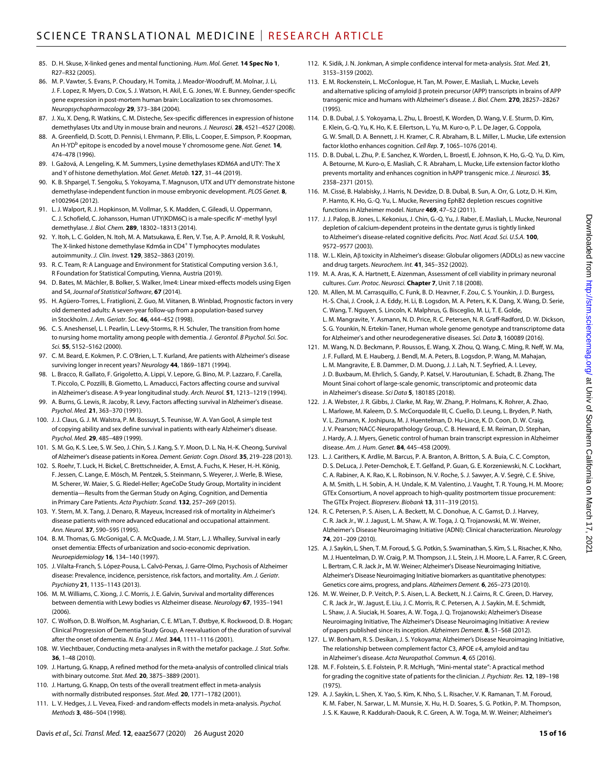85. D. H. Skuse, X-linked genes and mental functioning. *Hum. Mol. Genet.* **14 Spec No 1**, R27–R32 (2005).
86. M. P. Vawter, S. Evans, P. Choudary, H. Tomita, J. Meador-Woodruff, M. Molnar, J. Li, J. F. Lopez, R. Myers, D. Cox, S. J. Watson, H. Akil, E. G. Jones, W. E. Bunney, Gender-specific gene expression in post-mortem human brain: Localization to sex chromosomes. *Neuropsychopharmacology* **29**, 373–384 (2004).
87. J. Xu, X. Deng, R. Watkins, C. M. Disteche, Sex-specific differences in expression of histone demethylases Utx and Uty in mouse brain and neurons. *J. Neurosci.* **28**, 4521–4527 (2008).
88. A. Greenfield, D. Scott, D. Pennisi, I. Ehrmann, P. Ellis, L. Cooper, E. Simpson, P. Koopman, An H-YD$^{b}$ epitope is encoded by a novel mouse Y chromosome gene. *Nat. Genet.* **14**, 474–478 (1996).
89. I. Gažová, A. Lengeling, K. M. Summers, Lysine demethylases KDM6A and UTY: The X and Y of histone demethylation. *Mol. Genet. Metab.* **127**, 31–44 (2019).
90. K. B. Shpargel, T. Sengoku, S. Yokoyama, T. Magnuson, UTX and UTY demonstrate histone demethylase-independent function in mouse embryonic development. *PLOS Genet.* **8**, e1002964 (2012).
91. L. J. Walport, R. J. Hopkinson, M. Vollmar, S. K. Madden, C. Gileadi, U. Oppermann, C. J. Schofield, C. Johansson, Human UTY(KDM6C) is a male-specific $N^{\epsilon}$-methyl lysyl demethylase. *J. Biol. Chem.* **289**, 18302–18313 (2014).
92. Y. Itoh, L. C. Golden, N. Itoh, M. A. Matsukawa, E. Ren, V. Tse, A. P. Arnold, R. R. Voskuhl, The X-linked histone demethylase Kdm6a in CD4$^{+}$ T lymphocytes modulates autoimmunity. *J. Clin. Invest.* **129**, 3852–3863 (2019).
93. R. C. Team, R: A Language and Environment for Statistical Computing version 3.6.1, R Foundation for Statistical Computing, Vienna, Austria (2019).
94. D. Bates, M. Mächler, B. Bolker, S. Walker, lme4: Linear mixed-effects models using Eigen and S4, *Journal of Statistical Software*, **67** (2014).
95. H. Agüero-Torres, L. Fratiglioni, Z. Guo, M. Viitanen, B. Winblad, Prognostic factors in very old demented adults: A seven-year follow-up from a population-based survey in Stockholm. *J. Am. Geriatr. Soc.* **46**, 444–452 (1998).
96. C. S. Aneshensel, L. I. Pearlin, L. Levy-Storms, R. H. Schuler, The transition from home to nursing home mortality among people with dementia. *J. Gerontol. B Psychol. Sci. Soc. Sci.* **55**, S152–S162 (2000).
97. C. M. Beard, E. Kokmen, P. C. O'Brien, L. T. Kurland, Are patients with Alzheimer's disease surviving longer in recent years? *Neurology* **44**, 1869–1871 (1994).
98. L. Bracco, R. Gallato, F. Grigoletto, A. Lippi, V. Lepore, G. Bino, M. P. Lazzaro, F. Carella, T. Piccolo, C. Pozzilli, B. Giometto, L. Amaducci, Factors affecting course and survival in Alzheimer's disease. A 9-year longitudinal study. *Arch. Neurol.* **51**, 1213–1219 (1994).
99. A. Burns, G. Lewis, R. Jacoby, R. Levy, Factors affecting survival in Alzheimer's disease. *Psychol. Med.* **21**, 363–370 (1991).
100. J. J. Claus, G. J. M. Walstra, P. M. Bossuyt, S. Teunisse, W. A. Van Gool, A simple test of copying ability and sex define survival in patients with early Alzheimer's disease. *Psychol. Med.* **29**, 485–489 (1999).
101. S. M. Go, K. S. Lee, S. W. Seo, J. Chin, S. J. Kang, S. Y. Moon, D. L. Na, H.-K. Cheong, Survival of Alzheimer's disease patients in Korea. *Dement. Geriatr. Cogn. Disord.* **35**, 219–228 (2013).
102. S. Roehr, T. Luck, H. Bickel, C. Brettschneider, A. Ernst, A. Fuchs, K. Heser, H.-H. König, F. Jessen, C. Lange, E. Mösch, M. Pentzek, S. Steinmann, S. Weyerer, J. Werle, B. Wiese, M. Scherer, W. Maier, S. G. Riedel-Heller; AgeCoDe Study Group, Mortality in incident dementia—Results from the German Study on Aging, Cognition, and Dementia in Primary Care Patients. *Acta Psychiatr. Scand.* **132**, 257–269 (2015).
103. Y. Stern, M. X. Tang, J. Denaro, R. Mayeux, Increased risk of mortality in Alzheimer's disease patients with more advanced educational and occupational attainment. *Ann. Neurol.* **37**, 590–595 (1995).
104. B. M. Thomas, G. McGonigal, C. A. McQuade, J. M. Starr, L. J. Whalley, Survival in early onset dementia: Effects of urbanization and socio-economic deprivation. *Neuroepidemiology* **16**, 134–140 (1997).
105. J. Vilalta-Franch, S. López-Pousa, L. Calvó-Perxas, J. Garre-Olmo, Psychosis of Alzheimer disease: Prevalence, incidence, persistence, risk factors, and mortality. *Am. J. Geriatr. Psychiatry* **21**, 1135–1143 (2013).
106. M. M. Williams, C. Xiong, J. C. Morris, J. E. Galvin, Survival and mortality differences between dementia with Lewy bodies vs Alzheimer disease. *Neurology* **67**, 1935–1941 (2006).
107. C. Wolfson, D. B. Wolfson, M. Asgharian, C. E. M'Lan, T. Østbye, K. Rockwood, D. B. Hogan; Clinical Progression of Dementia Study Group, A reevaluation of the duration of survival after the onset of dementia. *N. Engl. J. Med.* **344**, 1111–1116 (2001).
108. W. Viechtbauer, Conducting meta-analyses in R with the metafor package. *J. Stat. Softw.* **36**, 1–48 (2010).
109. J. Hartung, G. Knapp, A refined method for the meta-analysis of controlled clinical trials with binary outcome. *Stat. Med.* **20**, 3875–3889 (2001).
110. J. Hartung, G. Knapp, On tests of the overall treatment effect in meta-analysis with normally distributed responses. *Stat. Med.* **20**, 1771–1782 (2001).
111. L. V. Hedges, J. L. Vevea, Fixed- and random-effects models in meta-analysis. *Psychol. Methods* **3**, 486–504 (1998).
112. K. Sidik, J. N. Jonkman, A simple confidence interval for meta-analysis. *Stat. Med.* **21**, 3153–3159 (2002).
113. E. M. Rockenstein, L. McConlogue, H. Tan, M. Power, E. Masliah, L. Mucke, Levels and alternative splicing of amyloid β protein precursor (APP) transcripts in brains of APP transgenic mice and humans with Alzheimer's disease. *J. Biol. Chem.* **270**, 28257–28267 (1995).
114. D. B. Dubal, J. S. Yokoyama, L. Zhu, L. Broestl, K. Worden, D. Wang, V. E. Sturm, D. Kim, E. Klein, G.-Q. Yu, K. Ho, K. E. Eilertson, L. Yu, M. Kuro-o, P. L. De Jager, G. Coppola, G. W. Small, D. A. Bennett, J. H. Kramer, C. R. Abraham, B. L. Miller, L. Mucke, Life extension factor klotho enhances cognition. *Cell Rep.* **7**, 1065–1076 (2014).
115. D. B. Dubal, L. Zhu, P. E. Sanchez, K. Worden, L. Broestl, E. Johnson, K. Ho, G.-Q. Yu, D. Kim, A. Betourne, M. Kuro-o, E. Masliah, C. R. Abraham, L. Mucke, Life extension factor klotho prevents mortality and enhances cognition in hAPP transgenic mice. *J. Neurosci.* **35**, 2358–2371 (2015).
116. M. Cissé, B. Halabisky, J. Harris, N. Devidze, D. B. Dubal, B. Sun, A. Orr, G. Lotz, D. H. Kim, P. Hamto, K. Ho, G.-Q. Yu, L. Mucke, Reversing EphB2 depletion rescues cognitive functions in Alzheimer model. *Nature* **469**, 47–52 (2011).
117. J. J. Palop, B. Jones, L. Kekonius, J. Chin, G.-Q. Yu, J. Raber, E. Masliah, L. Mucke, Neuronal depletion of calcium-dependent proteins in the dentate gyrus is tightly linked to Alzheimer's disease-related cognitive deficits. *Proc. Natl. Acad. Sci. U.S.A.* **100**, 9572–9577 (2003).
118. W. L. Klein, Aβ toxicity in Alzheimer's disease: Globular oligomers (ADDLs) as new vaccine and drug targets. *Neurochem. Int.* **41**, 345–352 (2002).
119. M. A. Aras, K. A. Hartnett, E. Aizenman, Assessment of cell viability in primary neuronal cultures. *Curr. Protoc. Neurosci.* **Chapter 7**, Unit 7.18 (2008).
120. M. Allen, M. M. Carrasquillo, C. Funk, B. D. Heavner, F. Zou, C. S. Younkin, J. D. Burgess, H.-S. Chai, J. Crook, J. A. Eddy, H. Li, B. Logsdon, M. A. Peters, K. K. Dang, X. Wang, D. Serie, C. Wang, T. Nguyen, S. Lincoln, K. Malphrus, G. Bisceglio, M. Li, T. E. Golde, L. M. Mangravite, Y. Asmann, N. D. Price, R. C. Petersen, N. R. Graff-Radford, D. W. Dickson, S. G. Younkin, N. Ertekin-Taner, Human whole genome genotype and transcriptome data for Alzheimer's and other neurodegenerative diseases. *Sci. Data* **3**, 160089 (2016).
121. M. Wang, N. D. Beckmann, P. Roussos, E. Wang, X. Zhou, Q. Wang, C. Ming, R. Neff, W. Ma, J. F. Fullard, M. E. Hauberg, J. Bendl, M. A. Peters, B. Logsdon, P. Wang, M. Mahajan, L. M. Mangravite, E. B. Dammer, D. M. Duong, J. J. Lah, N. T. Seyfried, A. I. Levey, J. D. Buxbaum, M. Ehrlich, S. Gandy, P. Katsel, V. Haroutunian, E. Schadt, B. Zhang, The Mount Sinai cohort of large-scale genomic, transcriptomic and proteomic data in Alzheimer's disease. *Sci Data* **5**, 180185 (2018).
122. J. A. Webster, J. R. Gibbs, J. Clarke, M. Ray, W. Zhang, P. Holmans, K. Rohrer, A. Zhao, L. Marlowe, M. Kaleem, D. S. McCorquodale III, C. Cuello, D. Leung, L. Bryden, P. Nath, V. L. Zismann, K. Joshipura, M. J. Huentelman, D. Hu-Lince, K. D. Coon, D. W. Craig, J. V. Pearson; NACC-Neuropathology Group, C. B. Heward, E. M. Reiman, D. Stephan, J. Hardy, A. J. Myers, Genetic control of human brain transcript expression in Alzheimer disease. *Am. J. Hum. Genet.* **84**, 445–458 (2009).
123. L. J. Carithers, K. Ardlie, M. Barcus, P. A. Branton, A. Britton, S. A. Buia, C. C. Compton, D. S. DeLuca, J. Peter-Demchok, E. T. Gelfand, P. Guan, G. E. Korzeniewski, N. C. Lockhart, C. A. Rabiner, A. K. Rao, K. L. Robinson, N. V. Roche, S. J. Sawyer, A. V. Segrè, C. E. Shive, A. M. Smith, L. H. Sobin, A. H. Undale, K. M. Valentino, J. Vaught, T. R. Young, H. M. Moore; GTEx Consortium, A novel approach to high-quality postmortem tissue procurement: The GTEx Project. *Biopreserv. Biobank* **13**, 311–319 (2015).
124. R. C. Petersen, P. S. Aisen, L. A. Beckett, M. C. Donohue, A. C. Gamst, D. J. Harvey, C. R. Jack Jr., W. J. Jagust, L. M. Shaw, A. W. Toga, J. Q. Trojanowski, M. W. Weiner, Alzheimer's Disease Neuroimaging Initiative (ADNI): Clinical characterization. *Neurology* **74**, 201–209 (2010).
125. A. J. Saykin, L. Shen, T. M. Foroud, S. G. Potkin, S. Swaminathan, S. Kim, S. L. Risacher, K. Nho, M. J. Huentelman, D. W. Craig, P. M. Thompson, J. L. Stein, J. H. Moore, L. A. Farrer, R. C. Green, L. Bertram, C. R. Jack Jr., M. W. Weiner; Alzheimer's Disease Neuroimaging Initiative, Alzheimer's Disease Neuroimaging Initiative biomarkers as quantitative phenotypes: Genetics core aims, progress, and plans. *Alzheimers Dement.* **6**, 265–273 (2010).
126. M. W. Weiner, D. P. Veitch, P. S. Aisen, L. A. Beckett, N. J. Cairns, R. C. Green, D. Harvey, C. R. Jack Jr., W. Jagust, E. Liu, J. C. Morris, R. C. Petersen, A. J. Saykin, M. E. Schmidt, L. Shaw, J. A. Siuciak, H. Soares, A. W. Toga, J. Q. Trojanowski; Alzheimer's Disease Neuroimaging Initiative, The Alzheimer's Disease Neuroimaging Initiative: A review of papers published since its inception. *Alzheimers Dement.* **8**, S1–S68 (2012).
127. L. W. Bonham, R. S. Desikan, J. S. Yokoyama; Alzheimer's Disease Neuroimaging Initiative, The relationship between complement factor C3, APOE ε4, amyloid and tau in Alzheimer's disease. *Acta Neuropathol. Commun.* **4**, 65 (2016).
128. M. F. Folstein, S. E. Folstein, P. R. McHugh, "Mini-mental state": A practical method for grading the cognitive state of patients for the clinician. *J. Psychiatr. Res.* **12**, 189–198 (1975).
129. A. J. Saykin, L. Shen, X. Yao, S. Kim, K. Nho, S. L. Risacher, V. K. Ramanan, T. M. Foroud, K. M. Faber, N. Sarwar, L. M. Munsie, X. Hu, H. D. Soares, S. G. Potkin, P. M. Thompson, J. S. K. Kauwe, R. Kaddurah-Daouk, R. C. Green, A. W. Toga, M. W. Weiner; Alzheimer's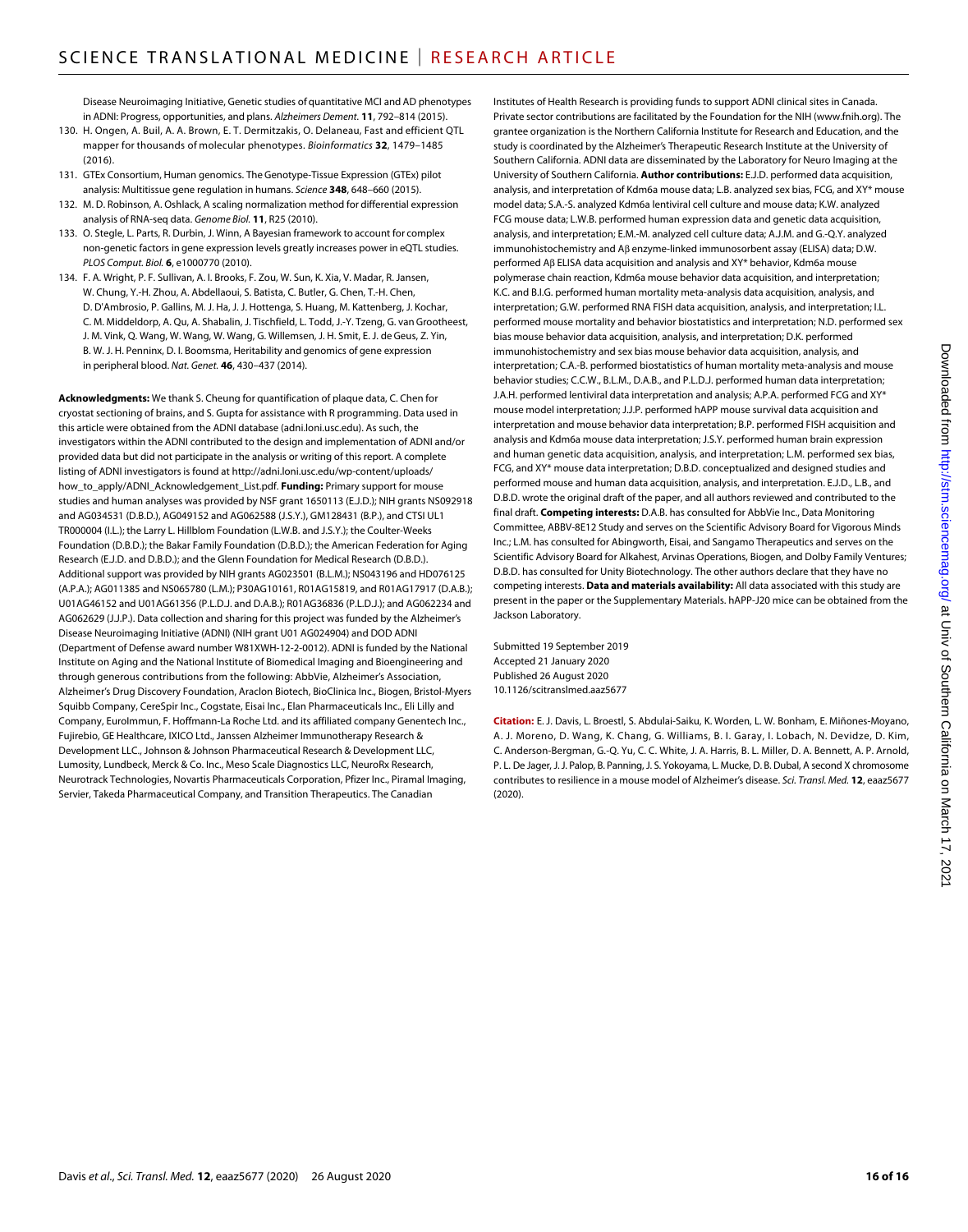Disease Neuroimaging Initiative, Genetic studies of quantitative MCI and AD phenotypes in ADNI: Progress, opportunities, and plans. *Alzheimers Dement.* **11**, 792–814 (2015).

130. H. Ongen, A. Buil, A. A. Brown, E. T. Dermitzakis, O. Delaneau, Fast and efficient QTL mapper for thousands of molecular phenotypes. *Bioinformatics* **32**, 1479–1485 (2016).
131. GTEx Consortium, Human genomics. The Genotype-Tissue Expression (GTEx) pilot analysis: Multitissue gene regulation in humans. *Science* **348**, 648–660 (2015).
132. M. D. Robinson, A. Oshlack, A scaling normalization method for differential expression analysis of RNA-seq data. *Genome Biol.* **11**, R25 (2010).
133. O. Stegle, L. Parts, R. Durbin, J. Winn, A Bayesian framework to account for complex non-genetic factors in gene expression levels greatly increases power in eQTL studies. *PLOS Comput. Biol.* **6**, e1000770 (2010).
134. F. A. Wright, P. F. Sullivan, A. I. Brooks, F. Zou, W. Sun, K. Xia, V. Madar, R. Jansen, W. Chung, Y.-H. Zhou, A. Abdellaoui, S. Batista, C. Butler, G. Chen, T.-H. Chen, D. D'Ambrosio, P. Gallins, M. J. Ha, J. J. Hottenga, S. Huang, M. Kattenberg, J. Kochar, C. M. Middeldorp, A. Qu, A. Shabalin, J. Tischfield, L. Todd, J.-Y. Tzeng, G. van Grootheest, J. M. Vink, Q. Wang, W. Wang, W. Wang, G. Willemsen, J. H. Smit, E. J. de Geus, Z. Yin, B. W. J. H. Penninx, D. I. Boomsma, Heritability and genomics of gene expression in peripheral blood. *Nat. Genet.* **46**, 430–437 (2014).

**Acknowledgments:** We thank S. Cheung for quantification of plaque data, C. Chen for cryostat sectioning of brains, and S. Gupta for assistance with R programming. Data used in this article were obtained from the ADNI database (adni.loni.usc.edu). As such, the investigators within the ADNI contributed to the design and implementation of ADNI and/or provided data but did not participate in the analysis or writing of this report. A complete listing of ADNI investigators is found at http://adni.loni.usc.edu/wp-content/uploads/how_to_apply/ADNI_Acknowledgement_List.pdf. **Funding:** Primary support for mouse studies and human analyses was provided by NSF grant 1650113 (E.J.D.); NIH grants NS092918 and AG034531 (D.B.D.), AG049152 and AG062588 (J.S.Y.), GM128431 (B.P.), and CTSI UL1 TR000004 (I.L.); the Larry L. Hillblom Foundation (L.W.B. and J.S.Y.); the Coulter-Weeks Foundation (D.B.D.); the Bakar Family Foundation (D.B.D.); the American Federation for Aging Research (E.J.D. and D.B.D.); and the Glenn Foundation for Medical Research (D.B.D.). Additional support was provided by NIH grants AG023501 (B.L.M.); NS043196 and HD076125 (A.P.A.); AG011385 and NS065780 (L.M.); P30AG10161, R01AG15819, and R01AG17917 (D.A.B.); U01AG46152 and U01AG61356 (P.L.D.J. and D.A.B.); R01AG36836 (P.L.D.J.); and AG062234 and AG062629 (J.J.P.). Data collection and sharing for this project was funded by the Alzheimer's Disease Neuroimaging Initiative (ADNI) (NIH grant U01 AG024904) and DOD ADNI (Department of Defense award number W81XWH-12-2-0012). ADNI is funded by the National Institute on Aging and the National Institute of Biomedical Imaging and Bioengineering and through generous contributions from the following: AbbVie, Alzheimer's Association, Alzheimer's Drug Discovery Foundation, Araclon Biotech, BioClinica Inc., Biogen, Bristol-Myers Squibb Company, CereSpir Inc., Cogstate, Eisai Inc., Elan Pharmaceuticals Inc., Eli Lilly and Company, EuroImmun, F. Hoffmann-La Roche Ltd. and its affiliated company Genentech Inc., Fujirebio, GE Healthcare, IXICO Ltd., Janssen Alzheimer Immunotherapy Research & Development LLC., Johnson & Johnson Pharmaceutical Research & Development LLC, Lumosity, Lundbeck, Merck & Co. Inc., Meso Scale Diagnostics LLC, NeuroRx Research, Neurotrack Technologies, Novartis Pharmaceuticals Corporation, Pfizer Inc., Piramal Imaging, Servier, Takeda Pharmaceutical Company, and Transition Therapeutics. The Canadian Institutes of Health Research is providing funds to support ADNI clinical sites in Canada. Private sector contributions are facilitated by the Foundation for the NIH (www.fnih.org). The grantee organization is the Northern California Institute for Research and Education, and the study is coordinated by the Alzheimer's Therapeutic Research Institute at the University of Southern California. ADNI data are disseminated by the Laboratory for Neuro Imaging at the University of Southern California. **Author contributions:** E.J.D. performed data acquisition, analysis, and interpretation of Kdm6a mouse data; L.B. analyzed sex bias, FCG, and XY* mouse model data; S.A.-S. analyzed Kdm6a lentiviral cell culture and mouse data; K.W. analyzed FCG mouse data; L.W.B. performed human expression data and genetic data acquisition, analysis, and interpretation; E.M.-M. analyzed cell culture data; A.J.M. and G.-Q.Y. analyzed immunohistochemistry and Aβ enzyme-linked immunosorbent assay (ELISA) data; D.W. performed Aβ ELISA data acquisition and analysis and XY* behavior, Kdm6a mouse polymerase chain reaction, Kdm6a mouse behavior data acquisition, and interpretation; K.C. and B.I.G. performed human mortality meta-analysis data acquisition, analysis, and interpretation; G.W. performed RNA FISH data acquisition, analysis, and interpretation; I.L. performed mouse mortality and behavior biostatistics and interpretation; N.D. performed sex bias mouse behavior data acquisition, analysis, and interpretation; D.K. performed immunohistochemistry and sex bias mouse behavior data acquisition, analysis, and interpretation; C.A.-B. performed biostatistics of human mortality meta-analysis and mouse behavior studies; C.C.W., B.L.M., D.A.B., and P.L.D.J. performed human data interpretation; J.A.H. performed lentiviral data interpretation and analysis; A.P.A. performed FCG and XY* mouse model interpretation; J.J.P. performed hAPP mouse survival data acquisition and interpretation and mouse behavior data interpretation; B.P. performed FISH acquisition and analysis and Kdm6a mouse data interpretation; J.S.Y. performed human brain expression and human genetic data acquisition, analysis, and interpretation; L.M. performed sex bias, FCG, and XY* mouse data interpretation; D.B.D. conceptualized and designed studies and performed mouse and human data acquisition, analysis, and interpretation. E.J.D., L.B., and D.B.D. wrote the original draft of the paper, and all authors reviewed and contributed to the final draft. **Competing interests:** D.A.B. has consulted for AbbVie Inc., Data Monitoring Committee, ABBV-8E12 Study and serves on the Scientific Advisory Board for Vigorous Minds Inc.; L.M. has consulted for Abingworth, Eisai, and Sangamo Therapeutics and serves on the Scientific Advisory Board for Alkahest, Arvinas Operations, Biogen, and Dolby Family Ventures; D.B.D. has consulted for Unity Biotechnology. The other authors declare that they have no competing interests. **Data and materials availability:** All data associated with this study are present in the paper or the Supplementary Materials. hAPP-J20 mice can be obtained from the Jackson Laboratory.

Submitted 19 September 2019
Accepted 21 January 2020
Published 26 August 2020
10.1126/scitranslmed.aaz5677

**Citation:** E. J. Davis, L. Broestl, S. Abdulai-Saiku, K. Worden, L. W. Bonham, E. Miñones-Moyano, A. J. Moreno, D. Wang, K. Chang, G. Williams, B. I. Garay, I. Lobach, N. Devidze, D. Kim, C. Anderson-Bergman, G.-Q. Yu, C. C. White, J. A. Harris, B. L. Miller, D. A. Bennett, A. P. Arnold, P. L. De Jager, J. J. Palop, B. Panning, J. S. Yokoyama, L. Mucke, D. B. Dubal, A second X chromosome contributes to resilience in a mouse model of Alzheimer's disease. *Sci. Transl. Med.* **12**, eaaz5677 (2020).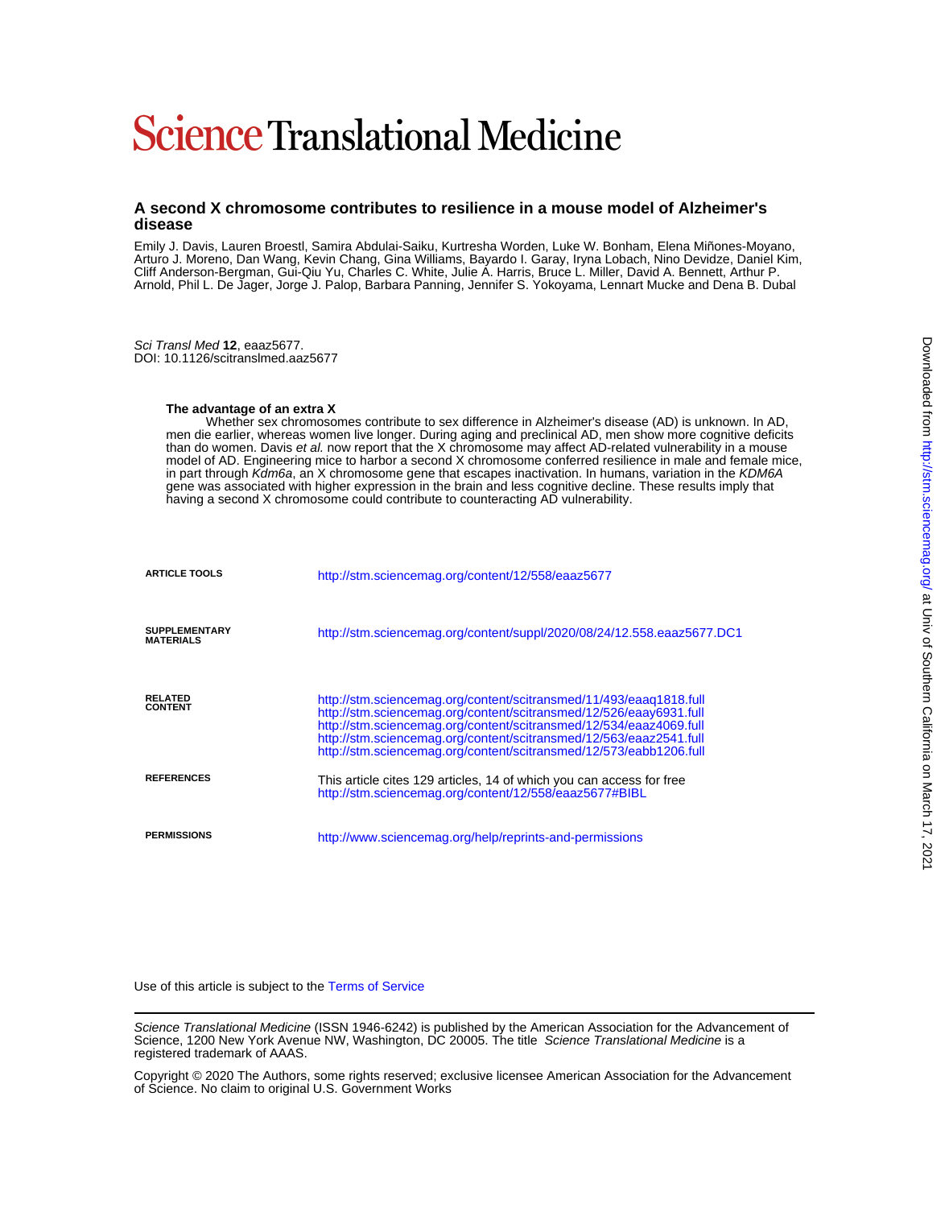# Science Translational Medicine

## A second X chromosome contributes to resilience in a mouse model of Alzheimer's disease

Emily J. Davis, Lauren Broestl, Samira Abdulai-Saiku, Kurtresha Worden, Luke W. Bonham, Elena Miñones-Moyano, Arturo J. Moreno, Dan Wang, Kevin Chang, Gina Williams, Bayardo I. Garay, Iryna Lobach, Nino Devidze, Daniel Kim, Cliff Anderson-Bergman, Gui-Qiu Yu, Charles C. White, Julie A. Harris, Bruce L. Miller, David A. Bennett, Arthur P. Arnold, Phil L. De Jager, Jorge J. Palop, Barbara Panning, Jennifer S. Yokoyama, Lennart Mucke and Dena B. Dubal

*Sci Transl Med* **12**, eaaz5677.
DOI: 10.1126/scitranslmed.aaz5677

**The advantage of an extra X**

Whether sex chromosomes contribute to sex difference in Alzheimer's disease (AD) is unknown. In AD, men die earlier, whereas women live longer. During aging and preclinical AD, men show more cognitive deficits than do women. Davis *et al.* now report that the X chromosome may affect AD-related vulnerability in a mouse model of AD. Engineering mice to harbor a second X chromosome conferred resilience in male and female mice, in part through *Kdm6a*, an X chromosome gene that escapes inactivation. In humans, variation in the *KDM6A* gene was associated with higher expression in the brain and less cognitive decline. These results imply that having a second X chromosome could contribute to counteracting AD vulnerability.

| | |
|---|---|
| **ARTICLE TOOLS** | http://stm.sciencemag.org/content/12/558/eaaz5677 |
| **SUPPLEMENTARY MATERIALS** | http://stm.sciencemag.org/content/suppl/2020/08/24/12.558.eaaz5677.DC1 |
| **RELATED CONTENT** | http://stm.sciencemag.org/content/scitransmed/11/493/eaaq1818.full<br>http://stm.sciencemag.org/content/scitransmed/12/526/eaay6931.full<br>http://stm.sciencemag.org/content/scitransmed/12/534/eaaz4069.full<br>http://stm.sciencemag.org/content/scitransmed/12/563/eaaz2541.full<br>http://stm.sciencemag.org/content/scitransmed/12/573/eabb1206.full |
| **REFERENCES** | This article cites 129 articles, 14 of which you can access for free<br>http://stm.sciencemag.org/content/12/558/eaaz5677#BIBL |
| **PERMISSIONS** | http://www.sciencemag.org/help/reprints-and-permissions |

Use of this article is subject to the Terms of Service

*Science Translational Medicine* (ISSN 1946-6242) is published by the American Association for the Advancement of Science, 1200 New York Avenue NW, Washington, DC 20005. The title *Science Translational Medicine* is a registered trademark of AAAS.

Copyright © 2020 The Authors, some rights reserved; exclusive licensee American Association for the Advancement of Science. No claim to original U.S. Government Works

Downloaded from http://stm.sciencemag.org/ at Univ of Southern California on March 17, 2021